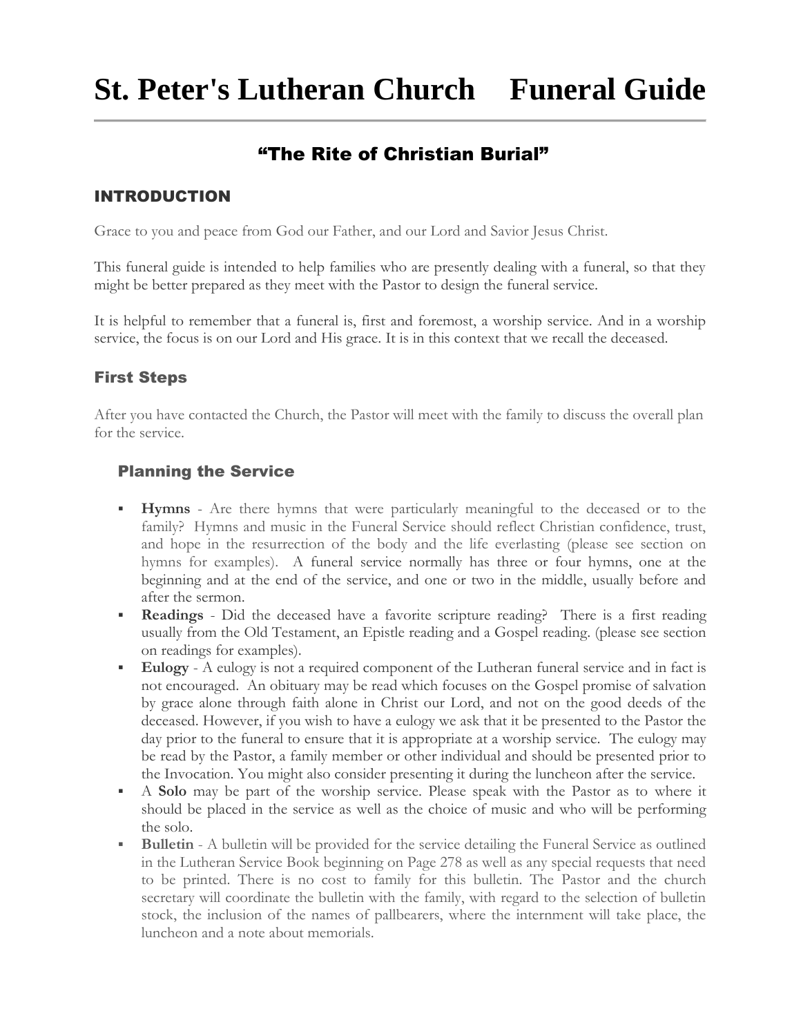# St. Peter's Lutheran Church Funeral Guide

## "The Rite of Christian Burial"

## INTRODUCTION

Grace to you and peace from God our Father, and our Lord and Savior Jesus Christ.

This funeral guide is intended to help families who are presently dealing with a funeral, so that they might be better prepared as they meet with the Pastor to design the funeral service.

It is helpful to remember that a funeral is, first and foremost, a worship service. And in a worship service, the focus is on our Lord and His grace. It is in this context that we recall the deceased.

## First Steps

After you have contacted the Church, the Pastor will meet with the family to discuss the overall plan for the service.

### Planning the Service

- **Hymns** - Are there hymns that were particularly meaningful to the deceased or to the family? Hymns and music in the Funeral Service should reflect Christian confidence, trust, and hope in the resurrection of the body and the life everlasting (please see section on hymns for examples). A funeral service normally has three or four hymns, one at the beginning and at the end of the service, and one or two in the middle, usually before and after the sermon.
- **Readings** - Did the deceased have a favorite scripture reading? There is a first reading usually from the Old Testament, an Epistle reading and a Gospel reading. (please see section on readings for examples).
- **Eulogy** - A eulogy is not a required component of the Lutheran funeral service and in fact is not encouraged. An obituary may be read which focuses on the Gospel promise of salvation by grace alone through faith alone in Christ our Lord, and not on the good deeds of the deceased. However, if you wish to have a eulogy we ask that it be presented to the Pastor the day prior to the funeral to ensure that it is appropriate at a worship service. The eulogy may be read by the Pastor, a family member or other individual and should be presented prior to the Invocation. You might also consider presenting it during the luncheon after the service.
- A **Solo** may be part of the worship service. Please speak with the Pastor as to where it should be placed in the service as well as the choice of music and who will be performing the solo.
- **Bulletin** - A bulletin will be provided for the service detailing the Funeral Service as outlined in the Lutheran Service Book beginning on Page 278 as well as any special requests that need to be printed. There is no cost to family for this bulletin. The Pastor and the church secretary will coordinate the bulletin with the family, with regard to the selection of bulletin stock, the inclusion of the names of pallbearers, where the internment will take place, the luncheon and a note about memorials.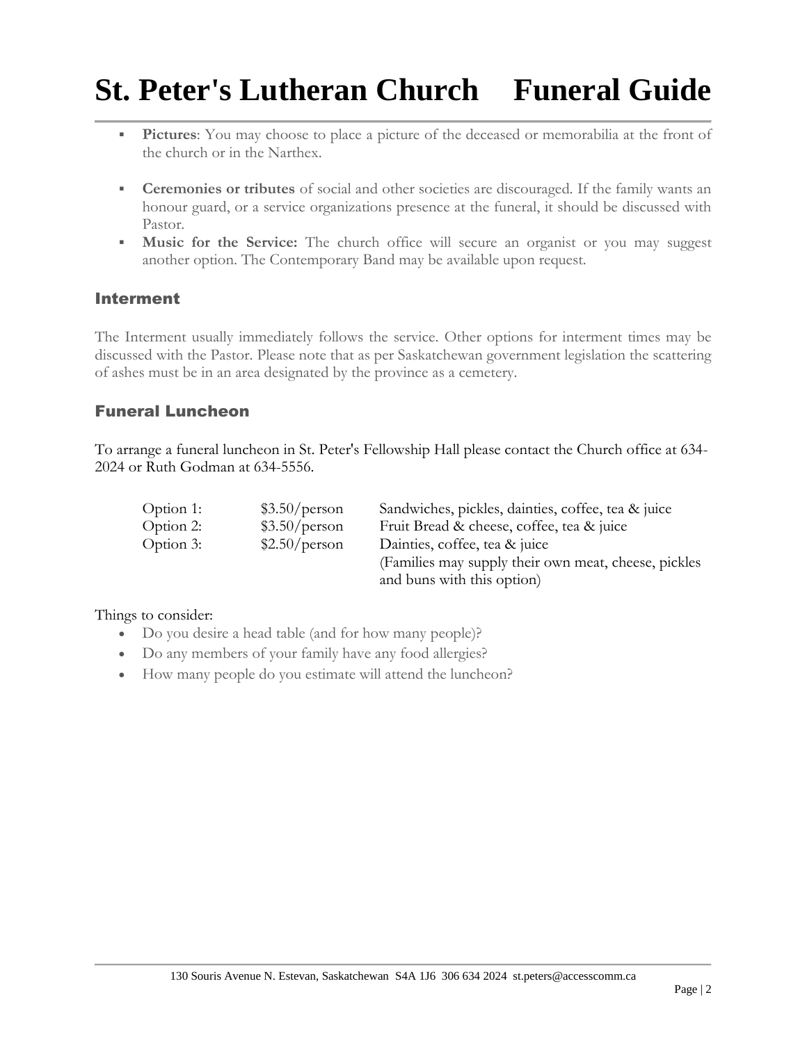- **Pictures**: You may choose to place a picture of the deceased or memorabilia at the front of the church or in the Narthex.

- **Ceremonies or tributes** of social and other societies are discouraged. If the family wants an honour guard, or a service organizations presence at the funeral, it should be discussed with Pastor.
- **Music for the Service:** The church office will secure an organist or you may suggest another option. The Contemporary Band may be available upon request.

## Interment

The Interment usually immediately follows the service. Other options for interment times may be discussed with the Pastor. Please note that as per Saskatchewan government legislation the scattering of ashes must be in an area designated by the province as a cemetery.

## Funeral Luncheon

To arrange a funeral luncheon in St. Peter's Fellowship Hall please contact the Church office at 634-2024 or Ruth Godman at 634-5556.

| | | |
|---|---|---|
| Option 1: | $3.50/person | Sandwiches, pickles, dainties, coffee, tea & juice |
| Option 2: | $3.50/person | Fruit Bread & cheese, coffee, tea & juice |
| Option 3: | $2.50/person | Dainties, coffee, tea & juice (Families may supply their own meat, cheese, pickles and buns with this option) |

Things to consider:

- Do you desire a head table (and for how many people)?
- Do any members of your family have any food allergies?
- How many people do you estimate will attend the luncheon?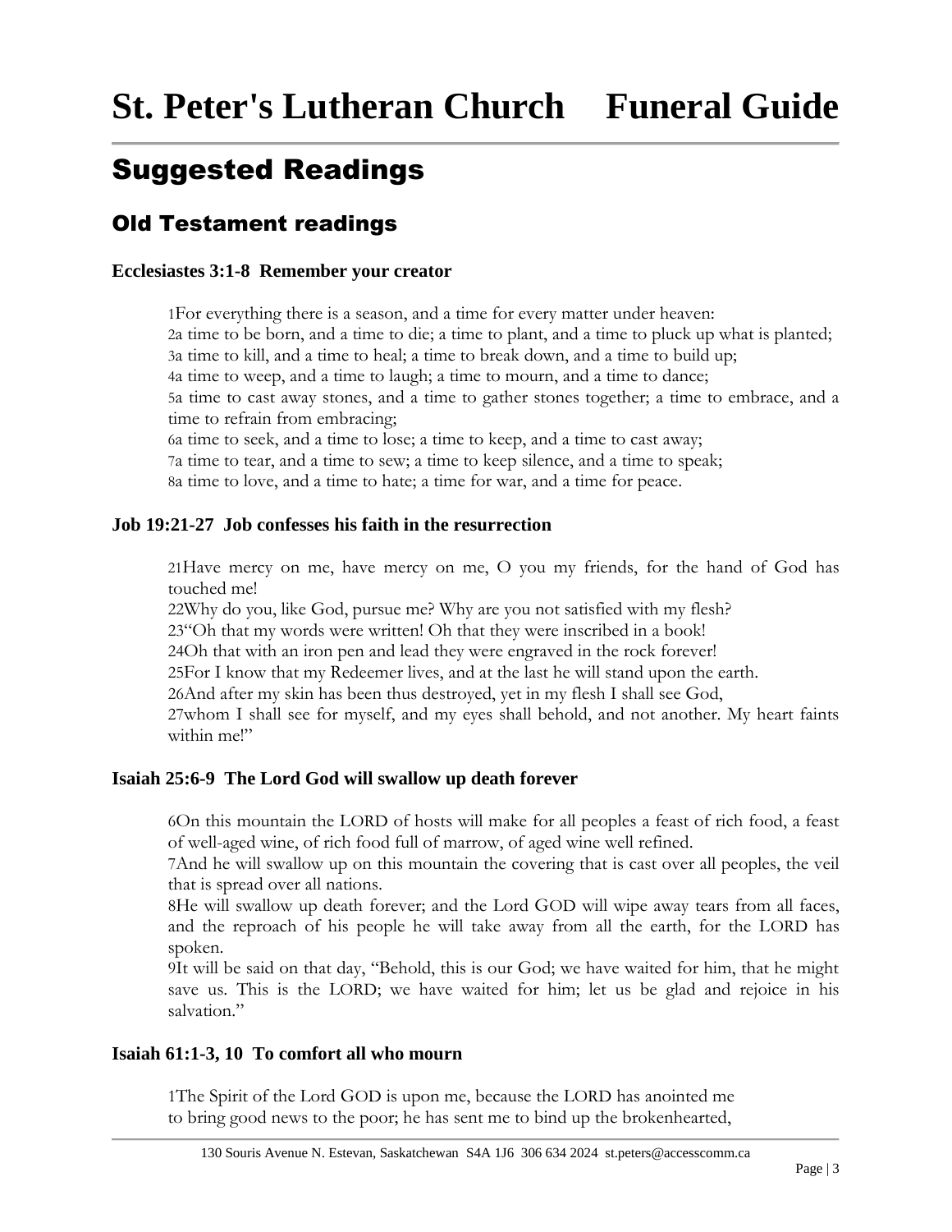## Suggested Readings

### Old Testament readings

**Ecclesiastes 3:1-8  Remember your creator**

1For everything there is a season, and a time for every matter under heaven:
2a time to be born, and a time to die; a time to plant, and a time to pluck up what is planted;
3a time to kill, and a time to heal; a time to break down, and a time to build up;
4a time to weep, and a time to laugh; a time to mourn, and a time to dance;
5a time to cast away stones, and a time to gather stones together; a time to embrace, and a time to refrain from embracing;
6a time to seek, and a time to lose; a time to keep, and a time to cast away;
7a time to tear, and a time to sew; a time to keep silence, and a time to speak;
8a time to love, and a time to hate; a time for war, and a time for peace.

**Job 19:21-27  Job confesses his faith in the resurrection**

21Have mercy on me, have mercy on me, O you my friends, for the hand of God has touched me!
22Why do you, like God, pursue me? Why are you not satisfied with my flesh?
23"Oh that my words were written! Oh that they were inscribed in a book!
24Oh that with an iron pen and lead they were engraved in the rock forever!
25For I know that my Redeemer lives, and at the last he will stand upon the earth.
26And after my skin has been thus destroyed, yet in my flesh I shall see God,
27whom I shall see for myself, and my eyes shall behold, and not another. My heart faints within me!"

**Isaiah 25:6-9  The Lord God will swallow up death forever**

6On this mountain the LORD of hosts will make for all peoples a feast of rich food, a feast of well-aged wine, of rich food full of marrow, of aged wine well refined.
7And he will swallow up on this mountain the covering that is cast over all peoples, the veil that is spread over all nations.
8He will swallow up death forever; and the Lord GOD will wipe away tears from all faces, and the reproach of his people he will take away from all the earth, for the LORD has spoken.
9It will be said on that day, "Behold, this is our God; we have waited for him, that he might save us. This is the LORD; we have waited for him; let us be glad and rejoice in his salvation."

**Isaiah 61:1-3, 10  To comfort all who mourn**

1The Spirit of the Lord GOD is upon me, because the LORD has anointed me
to bring good news to the poor; he has sent me to bind up the brokenhearted,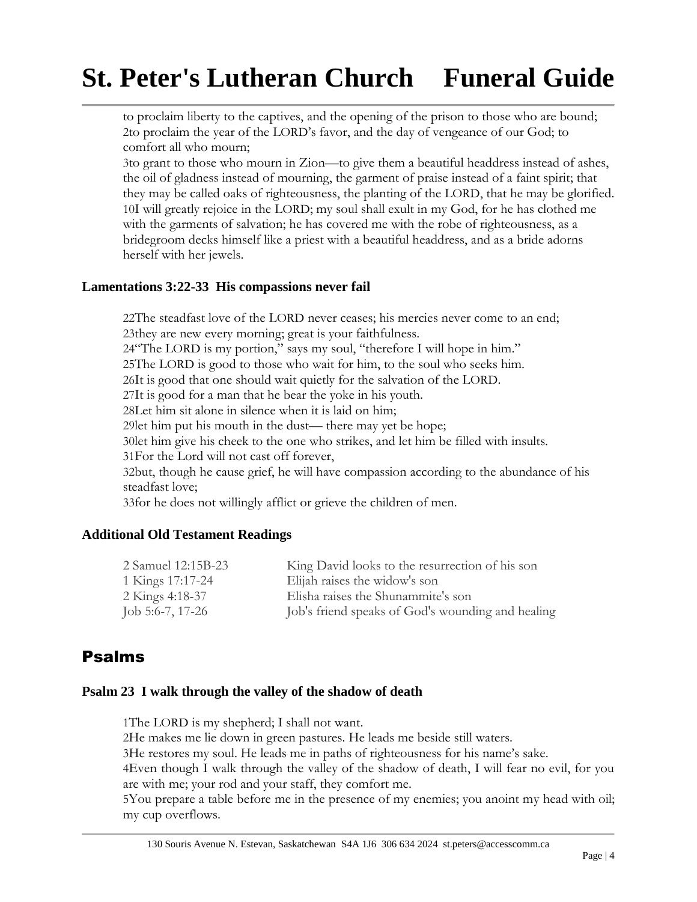to proclaim liberty to the captives, and the opening of the prison to those who are bound;
2to proclaim the year of the LORD's favor, and the day of vengeance of our God; to comfort all who mourn;
3to grant to those who mourn in Zion—to give them a beautiful headdress instead of ashes, the oil of gladness instead of mourning, the garment of praise instead of a faint spirit; that they may be called oaks of righteousness, the planting of the LORD, that he may be glorified.
10I will greatly rejoice in the LORD; my soul shall exult in my God, for he has clothed me with the garments of salvation; he has covered me with the robe of righteousness, as a bridegroom decks himself like a priest with a beautiful headdress, and as a bride adorns herself with her jewels.

### Lamentations 3:22-33 His compassions never fail

22The steadfast love of the LORD never ceases; his mercies never come to an end;
23they are new every morning; great is your faithfulness.
24"The LORD is my portion," says my soul, "therefore I will hope in him."
25The LORD is good to those who wait for him, to the soul who seeks him.
26It is good that one should wait quietly for the salvation of the LORD.
27It is good for a man that he bear the yoke in his youth.
28Let him sit alone in silence when it is laid on him;
29let him put his mouth in the dust— there may yet be hope;
30let him give his cheek to the one who strikes, and let him be filled with insults.
31For the Lord will not cast off forever,
32but, though he cause grief, he will have compassion according to the abundance of his steadfast love;
33for he does not willingly afflict or grieve the children of men.

### Additional Old Testament Readings

| | |
|---|---|
| 2 Samuel 12:15B-23 | King David looks to the resurrection of his son |
| 1 Kings 17:17-24 | Elijah raises the widow's son |
| 2 Kings 4:18-37 | Elisha raises the Shunammite's son |
| Job 5:6-7, 17-26 | Job's friend speaks of God's wounding and healing |

## Psalms

### Psalm 23 I walk through the valley of the shadow of death

1The LORD is my shepherd; I shall not want.
2He makes me lie down in green pastures. He leads me beside still waters.
3He restores my soul. He leads me in paths of righteousness for his name's sake.
4Even though I walk through the valley of the shadow of death, I will fear no evil, for you are with me; your rod and your staff, they comfort me.
5You prepare a table before me in the presence of my enemies; you anoint my head with oil; my cup overflows.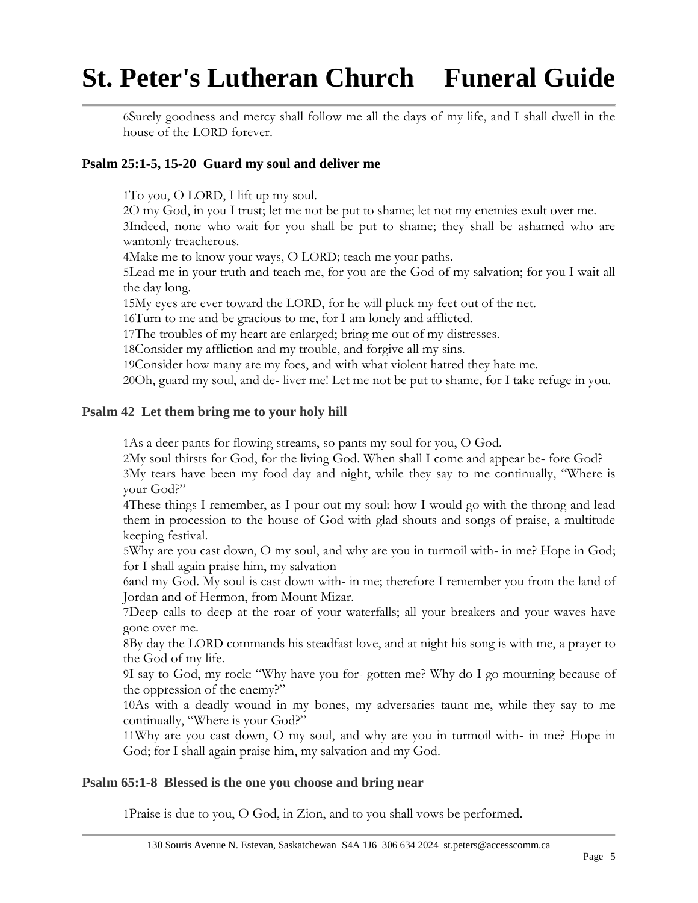6Surely goodness and mercy shall follow me all the days of my life, and I shall dwell in the house of the LORD forever.

### Psalm 25:1-5, 15-20 Guard my soul and deliver me

1To you, O LORD, I lift up my soul.
2O my God, in you I trust; let me not be put to shame; let not my enemies exult over me.
3Indeed, none who wait for you shall be put to shame; they shall be ashamed who are wantonly treacherous.
4Make me to know your ways, O LORD; teach me your paths.
5Lead me in your truth and teach me, for you are the God of my salvation; for you I wait all the day long.
15My eyes are ever toward the LORD, for he will pluck my feet out of the net.
16Turn to me and be gracious to me, for I am lonely and afflicted.
17The troubles of my heart are enlarged; bring me out of my distresses.
18Consider my affliction and my trouble, and forgive all my sins.
19Consider how many are my foes, and with what violent hatred they hate me.
20Oh, guard my soul, and de- liver me! Let me not be put to shame, for I take refuge in you.

### Psalm 42 Let them bring me to your holy hill

1As a deer pants for flowing streams, so pants my soul for you, O God.
2My soul thirsts for God, for the living God. When shall I come and appear be- fore God?
3My tears have been my food day and night, while they say to me continually, "Where is your God?"
4These things I remember, as I pour out my soul: how I would go with the throng and lead them in procession to the house of God with glad shouts and songs of praise, a multitude keeping festival.
5Why are you cast down, O my soul, and why are you in turmoil with- in me? Hope in God; for I shall again praise him, my salvation
6and my God. My soul is cast down with- in me; therefore I remember you from the land of Jordan and of Hermon, from Mount Mizar.
7Deep calls to deep at the roar of your waterfalls; all your breakers and your waves have gone over me.
8By day the LORD commands his steadfast love, and at night his song is with me, a prayer to the God of my life.
9I say to God, my rock: "Why have you for- gotten me? Why do I go mourning because of the oppression of the enemy?"
10As with a deadly wound in my bones, my adversaries taunt me, while they say to me continually, "Where is your God?"
11Why are you cast down, O my soul, and why are you in turmoil with- in me? Hope in God; for I shall again praise him, my salvation and my God.

### Psalm 65:1-8 Blessed is the one you choose and bring near

1Praise is due to you, O God, in Zion, and to you shall vows be performed.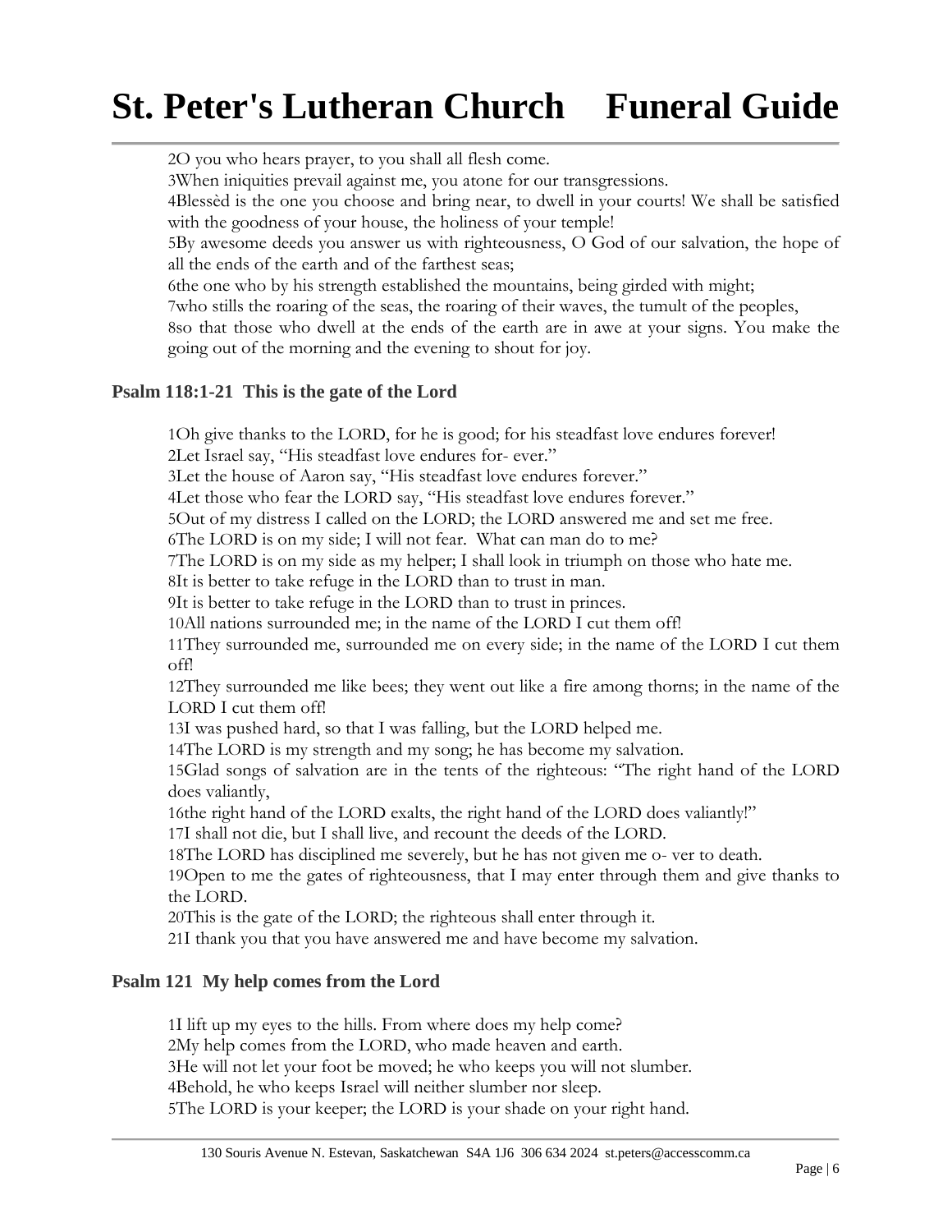2O you who hears prayer, to you shall all flesh come.
3When iniquities prevail against me, you atone for our transgressions.
4Blessèd is the one you choose and bring near, to dwell in your courts! We shall be satisfied with the goodness of your house, the holiness of your temple!
5By awesome deeds you answer us with righteousness, O God of our salvation, the hope of all the ends of the earth and of the farthest seas;
6the one who by his strength established the mountains, being girded with might;
7who stills the roaring of the seas, the roaring of their waves, the tumult of the peoples,
8so that those who dwell at the ends of the earth are in awe at your signs. You make the going out of the morning and the evening to shout for joy.

### Psalm 118:1-21 This is the gate of the Lord

1Oh give thanks to the LORD, for he is good; for his steadfast love endures forever!
2Let Israel say, "His steadfast love endures for- ever."
3Let the house of Aaron say, "His steadfast love endures forever."
4Let those who fear the LORD say, "His steadfast love endures forever."
5Out of my distress I called on the LORD; the LORD answered me and set me free.
6The LORD is on my side; I will not fear. What can man do to me?
7The LORD is on my side as my helper; I shall look in triumph on those who hate me.
8It is better to take refuge in the LORD than to trust in man.
9It is better to take refuge in the LORD than to trust in princes.
10All nations surrounded me; in the name of the LORD I cut them off!
11They surrounded me, surrounded me on every side; in the name of the LORD I cut them off!
12They surrounded me like bees; they went out like a fire among thorns; in the name of the LORD I cut them off!
13I was pushed hard, so that I was falling, but the LORD helped me.
14The LORD is my strength and my song; he has become my salvation.
15Glad songs of salvation are in the tents of the righteous: "The right hand of the LORD does valiantly,
16the right hand of the LORD exalts, the right hand of the LORD does valiantly!"
17I shall not die, but I shall live, and recount the deeds of the LORD.
18The LORD has disciplined me severely, but he has not given me o- ver to death.
19Open to me the gates of righteousness, that I may enter through them and give thanks to the LORD.
20This is the gate of the LORD; the righteous shall enter through it.
21I thank you that you have answered me and have become my salvation.

### Psalm 121 My help comes from the Lord

1I lift up my eyes to the hills. From where does my help come?
2My help comes from the LORD, who made heaven and earth.
3He will not let your foot be moved; he who keeps you will not slumber.
4Behold, he who keeps Israel will neither slumber nor sleep.
5The LORD is your keeper; the LORD is your shade on your right hand.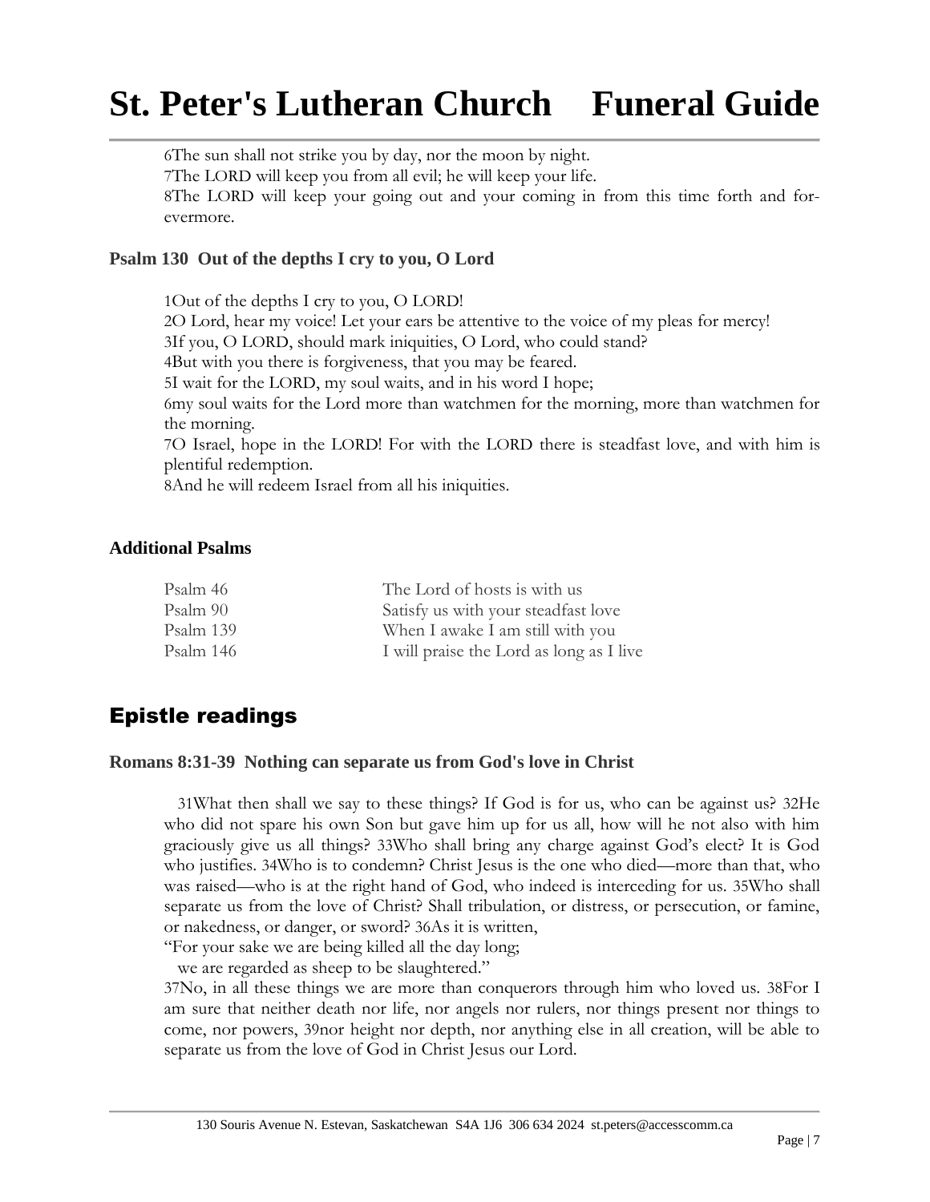6The sun shall not strike you by day, nor the moon by night.
7The LORD will keep you from all evil; he will keep your life.
8The LORD will keep your going out and your coming in from this time forth and forevermore.

### Psalm 130  Out of the depths I cry to you, O Lord

1Out of the depths I cry to you, O LORD!
2O Lord, hear my voice! Let your ears be attentive to the voice of my pleas for mercy!
3If you, O LORD, should mark iniquities, O Lord, who could stand?
4But with you there is forgiveness, that you may be feared.
5I wait for the LORD, my soul waits, and in his word I hope;
6my soul waits for the Lord more than watchmen for the morning, more than watchmen for the morning.
7O Israel, hope in the LORD! For with the LORD there is steadfast love, and with him is plentiful redemption.
8And he will redeem Israel from all his iniquities.

### Additional Psalms

| | |
|---|---|
| Psalm 46 | The Lord of hosts is with us |
| Psalm 90 | Satisfy us with your steadfast love |
| Psalm 139 | When I awake I am still with you |
| Psalm 146 | I will praise the Lord as long as I live |

## Epistle readings

### Romans 8:31-39  Nothing can separate us from God's love in Christ

31What then shall we say to these things? If God is for us, who can be against us? 32He who did not spare his own Son but gave him up for us all, how will he not also with him graciously give us all things? 33Who shall bring any charge against God's elect? It is God who justifies. 34Who is to condemn? Christ Jesus is the one who died—more than that, who was raised—who is at the right hand of God, who indeed is interceding for us. 35Who shall separate us from the love of Christ? Shall tribulation, or distress, or persecution, or famine, or nakedness, or danger, or sword? 36As it is written,
"For your sake we are being killed all the day long;
we are regarded as sheep to be slaughtered."
37No, in all these things we are more than conquerors through him who loved us. 38For I am sure that neither death nor life, nor angels nor rulers, nor things present nor things to come, nor powers, 39nor height nor depth, nor anything else in all creation, will be able to separate us from the love of God in Christ Jesus our Lord.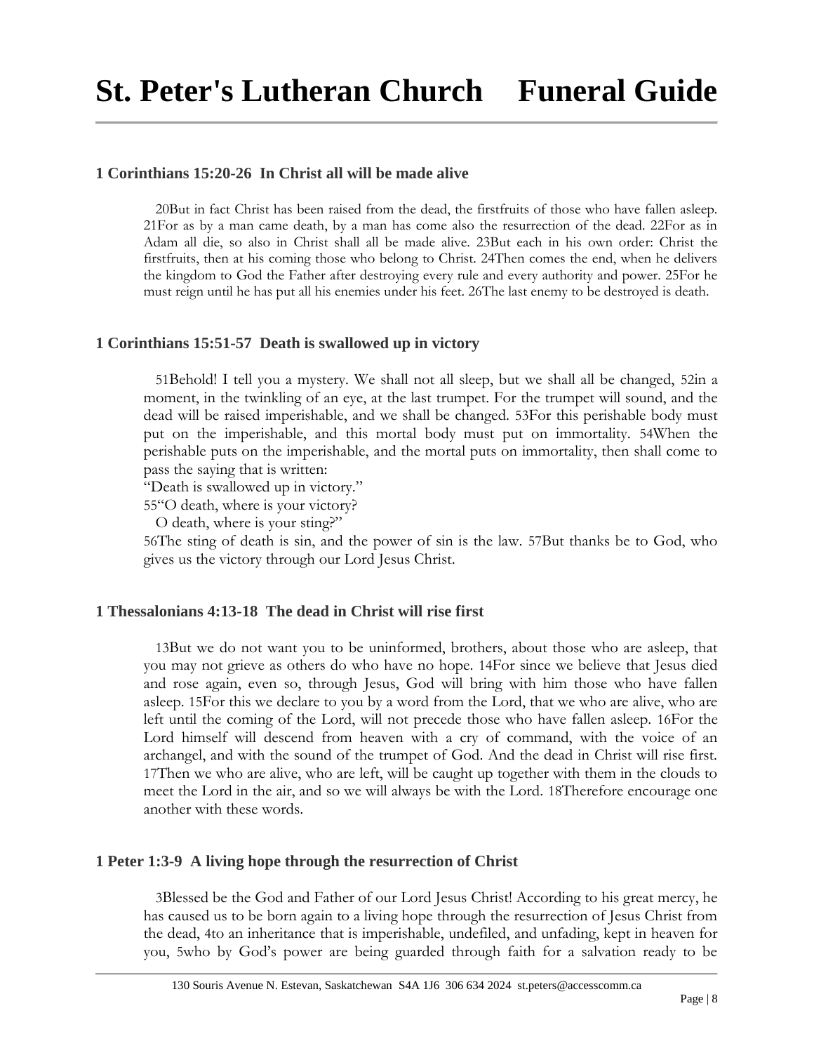### 1 Corinthians 15:20-26  In Christ all will be made alive

20But in fact Christ has been raised from the dead, the firstfruits of those who have fallen asleep. 21For as by a man came death, by a man has come also the resurrection of the dead. 22For as in Adam all die, so also in Christ shall all be made alive. 23But each in his own order: Christ the firstfruits, then at his coming those who belong to Christ. 24Then comes the end, when he delivers the kingdom to God the Father after destroying every rule and every authority and power. 25For he must reign until he has put all his enemies under his feet. 26The last enemy to be destroyed is death.

### 1 Corinthians 15:51-57  Death is swallowed up in victory

51Behold! I tell you a mystery. We shall not all sleep, but we shall all be changed, 52in a moment, in the twinkling of an eye, at the last trumpet. For the trumpet will sound, and the dead will be raised imperishable, and we shall be changed. 53For this perishable body must put on the imperishable, and this mortal body must put on immortality. 54When the perishable puts on the imperishable, and the mortal puts on immortality, then shall come to pass the saying that is written:
"Death is swallowed up in victory."
55"O death, where is your victory?
O death, where is your sting?"
56The sting of death is sin, and the power of sin is the law. 57But thanks be to God, who gives us the victory through our Lord Jesus Christ.

### 1 Thessalonians 4:13-18  The dead in Christ will rise first

13But we do not want you to be uninformed, brothers, about those who are asleep, that you may not grieve as others do who have no hope. 14For since we believe that Jesus died and rose again, even so, through Jesus, God will bring with him those who have fallen asleep. 15For this we declare to you by a word from the Lord, that we who are alive, who are left until the coming of the Lord, will not precede those who have fallen asleep. 16For the Lord himself will descend from heaven with a cry of command, with the voice of an archangel, and with the sound of the trumpet of God. And the dead in Christ will rise first. 17Then we who are alive, who are left, will be caught up together with them in the clouds to meet the Lord in the air, and so we will always be with the Lord. 18Therefore encourage one another with these words.

### 1 Peter 1:3-9  A living hope through the resurrection of Christ

3Blessed be the God and Father of our Lord Jesus Christ! According to his great mercy, he has caused us to be born again to a living hope through the resurrection of Jesus Christ from the dead, 4to an inheritance that is imperishable, undefiled, and unfading, kept in heaven for you, 5who by God's power are being guarded through faith for a salvation ready to be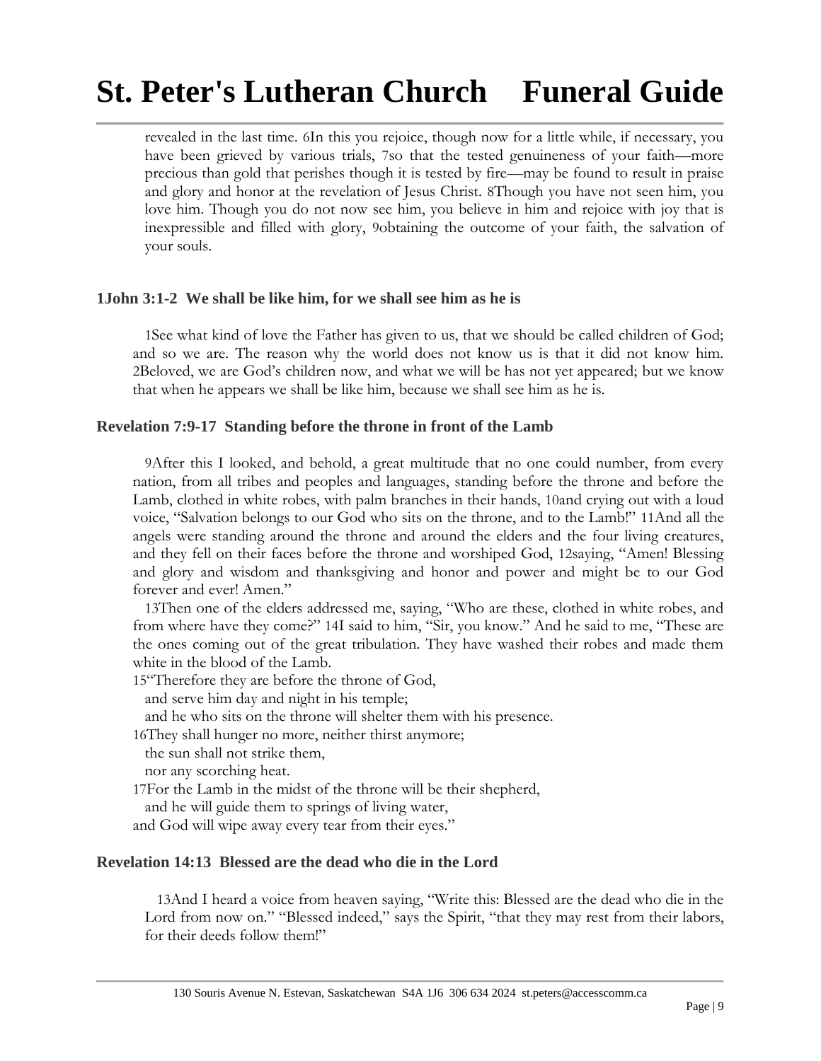revealed in the last time. 6In this you rejoice, though now for a little while, if necessary, you have been grieved by various trials, 7so that the tested genuineness of your faith—more precious than gold that perishes though it is tested by fire—may be found to result in praise and glory and honor at the revelation of Jesus Christ. 8Though you have not seen him, you love him. Though you do not now see him, you believe in him and rejoice with joy that is inexpressible and filled with glory, 9obtaining the outcome of your faith, the salvation of your souls.

### 1John 3:1-2 We shall be like him, for we shall see him as he is

1See what kind of love the Father has given to us, that we should be called children of God; and so we are. The reason why the world does not know us is that it did not know him. 2Beloved, we are God's children now, and what we will be has not yet appeared; but we know that when he appears we shall be like him, because we shall see him as he is.

### Revelation 7:9-17 Standing before the throne in front of the Lamb

9After this I looked, and behold, a great multitude that no one could number, from every nation, from all tribes and peoples and languages, standing before the throne and before the Lamb, clothed in white robes, with palm branches in their hands, 10and crying out with a loud voice, "Salvation belongs to our God who sits on the throne, and to the Lamb!" 11And all the angels were standing around the throne and around the elders and the four living creatures, and they fell on their faces before the throne and worshiped God, 12saying, "Amen! Blessing and glory and wisdom and thanksgiving and honor and power and might be to our God forever and ever! Amen."

13Then one of the elders addressed me, saying, "Who are these, clothed in white robes, and from where have they come?" 14I said to him, "Sir, you know." And he said to me, "These are the ones coming out of the great tribulation. They have washed their robes and made them white in the blood of the Lamb.

15"Therefore they are before the throne of God,  
and serve him day and night in his temple;  
and he who sits on the throne will shelter them with his presence.  
16They shall hunger no more, neither thirst anymore;  
the sun shall not strike them,  
nor any scorching heat.  
17For the Lamb in the midst of the throne will be their shepherd,  
and he will guide them to springs of living water,  
and God will wipe away every tear from their eyes."

### Revelation 14:13 Blessed are the dead who die in the Lord

13And I heard a voice from heaven saying, "Write this: Blessed are the dead who die in the Lord from now on." "Blessed indeed," says the Spirit, "that they may rest from their labors, for their deeds follow them!"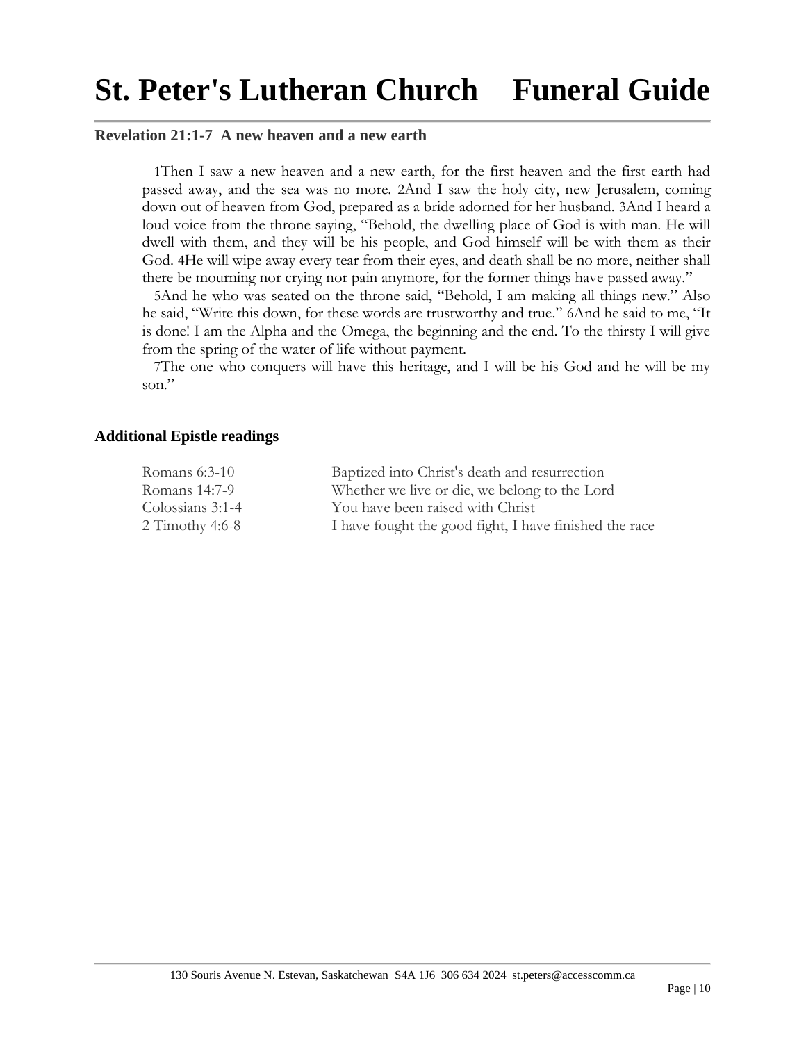# St. Peter's Lutheran Church Funeral Guide

### Revelation 21:1-7 A new heaven and a new earth

1Then I saw a new heaven and a new earth, for the first heaven and the first earth had passed away, and the sea was no more. 2And I saw the holy city, new Jerusalem, coming down out of heaven from God, prepared as a bride adorned for her husband. 3And I heard a loud voice from the throne saying, "Behold, the dwelling place of God is with man. He will dwell with them, and they will be his people, and God himself will be with them as their God. 4He will wipe away every tear from their eyes, and death shall be no more, neither shall there be mourning nor crying nor pain anymore, for the former things have passed away."

5And he who was seated on the throne said, "Behold, I am making all things new." Also he said, "Write this down, for these words are trustworthy and true." 6And he said to me, "It is done! I am the Alpha and the Omega, the beginning and the end. To the thirsty I will give from the spring of the water of life without payment.

7The one who conquers will have this heritage, and I will be his God and he will be my son."

### Additional Epistle readings

| | |
|---|---|
| Romans 6:3-10 | Baptized into Christ's death and resurrection |
| Romans 14:7-9 | Whether we live or die, we belong to the Lord |
| Colossians 3:1-4 | You have been raised with Christ |
| 2 Timothy 4:6-8 | I have fought the good fight, I have finished the race |

130 Souris Avenue N. Estevan, Saskatchewan S4A 1J6 306 634 2024 st.peters@accesscomm.ca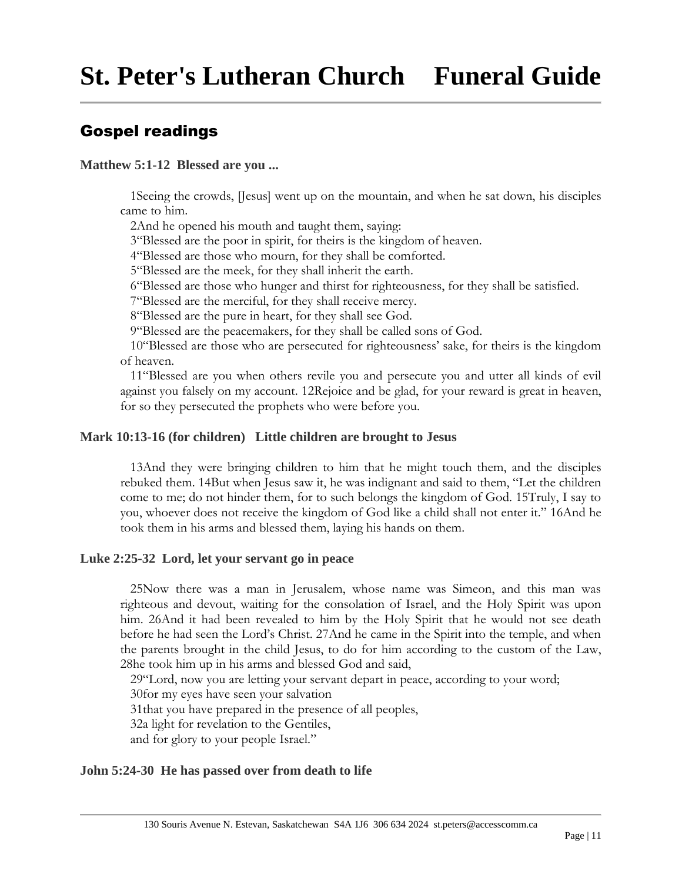## Gospel readings

**Matthew 5:1-12  Blessed are you ...**

1Seeing the crowds, [Jesus] went up on the mountain, and when he sat down, his disciples came to him.
2And he opened his mouth and taught them, saying:
3"Blessed are the poor in spirit, for theirs is the kingdom of heaven.
4"Blessed are those who mourn, for they shall be comforted.
5"Blessed are the meek, for they shall inherit the earth.
6"Blessed are those who hunger and thirst for righteousness, for they shall be satisfied.
7"Blessed are the merciful, for they shall receive mercy.
8"Blessed are the pure in heart, for they shall see God.
9"Blessed are the peacemakers, for they shall be called sons of God.
10"Blessed are those who are persecuted for righteousness' sake, for theirs is the kingdom of heaven.
11"Blessed are you when others revile you and persecute you and utter all kinds of evil against you falsely on my account. 12Rejoice and be glad, for your reward is great in heaven, for so they persecuted the prophets who were before you.

**Mark 10:13-16 (for children)   Little children are brought to Jesus**

13And they were bringing children to him that he might touch them, and the disciples rebuked them. 14But when Jesus saw it, he was indignant and said to them, "Let the children come to me; do not hinder them, for to such belongs the kingdom of God. 15Truly, I say to you, whoever does not receive the kingdom of God like a child shall not enter it." 16And he took them in his arms and blessed them, laying his hands on them.

**Luke 2:25-32  Lord, let your servant go in peace**

25Now there was a man in Jerusalem, whose name was Simeon, and this man was righteous and devout, waiting for the consolation of Israel, and the Holy Spirit was upon him. 26And it had been revealed to him by the Holy Spirit that he would not see death before he had seen the Lord's Christ. 27And he came in the Spirit into the temple, and when the parents brought in the child Jesus, to do for him according to the custom of the Law, 28he took him up in his arms and blessed God and said,
29"Lord, now you are letting your servant depart in peace, according to your word;
30for my eyes have seen your salvation
31that you have prepared in the presence of all peoples,
32a light for revelation to the Gentiles,
and for glory to your people Israel."

**John 5:24-30  He has passed over from death to life**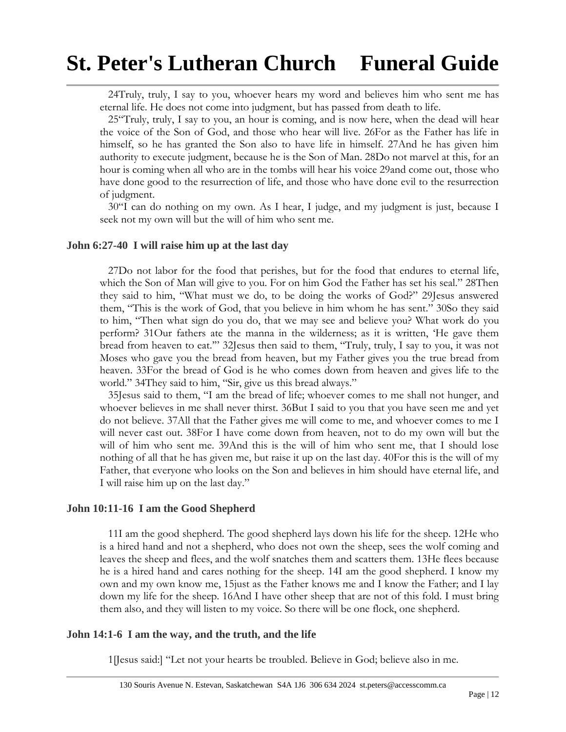24Truly, truly, I say to you, whoever hears my word and believes him who sent me has eternal life. He does not come into judgment, but has passed from death to life.

25"Truly, truly, I say to you, an hour is coming, and is now here, when the dead will hear the voice of the Son of God, and those who hear will live. 26For as the Father has life in himself, so he has granted the Son also to have life in himself. 27And he has given him authority to execute judgment, because he is the Son of Man. 28Do not marvel at this, for an hour is coming when all who are in the tombs will hear his voice 29and come out, those who have done good to the resurrection of life, and those who have done evil to the resurrection of judgment.

30"I can do nothing on my own. As I hear, I judge, and my judgment is just, because I seek not my own will but the will of him who sent me.

### John 6:27-40 I will raise him up at the last day

27Do not labor for the food that perishes, but for the food that endures to eternal life, which the Son of Man will give to you. For on him God the Father has set his seal." 28Then they said to him, "What must we do, to be doing the works of God?" 29Jesus answered them, "This is the work of God, that you believe in him whom he has sent." 30So they said to him, "Then what sign do you do, that we may see and believe you? What work do you perform? 31Our fathers ate the manna in the wilderness; as it is written, 'He gave them bread from heaven to eat.'" 32Jesus then said to them, "Truly, truly, I say to you, it was not Moses who gave you the bread from heaven, but my Father gives you the true bread from heaven. 33For the bread of God is he who comes down from heaven and gives life to the world." 34They said to him, "Sir, give us this bread always."

35Jesus said to them, "I am the bread of life; whoever comes to me shall not hunger, and whoever believes in me shall never thirst. 36But I said to you that you have seen me and yet do not believe. 37All that the Father gives me will come to me, and whoever comes to me I will never cast out. 38For I have come down from heaven, not to do my own will but the will of him who sent me. 39And this is the will of him who sent me, that I should lose nothing of all that he has given me, but raise it up on the last day. 40For this is the will of my Father, that everyone who looks on the Son and believes in him should have eternal life, and I will raise him up on the last day."

### John 10:11-16 I am the Good Shepherd

11I am the good shepherd. The good shepherd lays down his life for the sheep. 12He who is a hired hand and not a shepherd, who does not own the sheep, sees the wolf coming and leaves the sheep and flees, and the wolf snatches them and scatters them. 13He flees because he is a hired hand and cares nothing for the sheep. 14I am the good shepherd. I know my own and my own know me, 15just as the Father knows me and I know the Father; and I lay down my life for the sheep. 16And I have other sheep that are not of this fold. I must bring them also, and they will listen to my voice. So there will be one flock, one shepherd.

### John 14:1-6 I am the way, and the truth, and the life

1[Jesus said:] "Let not your hearts be troubled. Believe in God; believe also in me.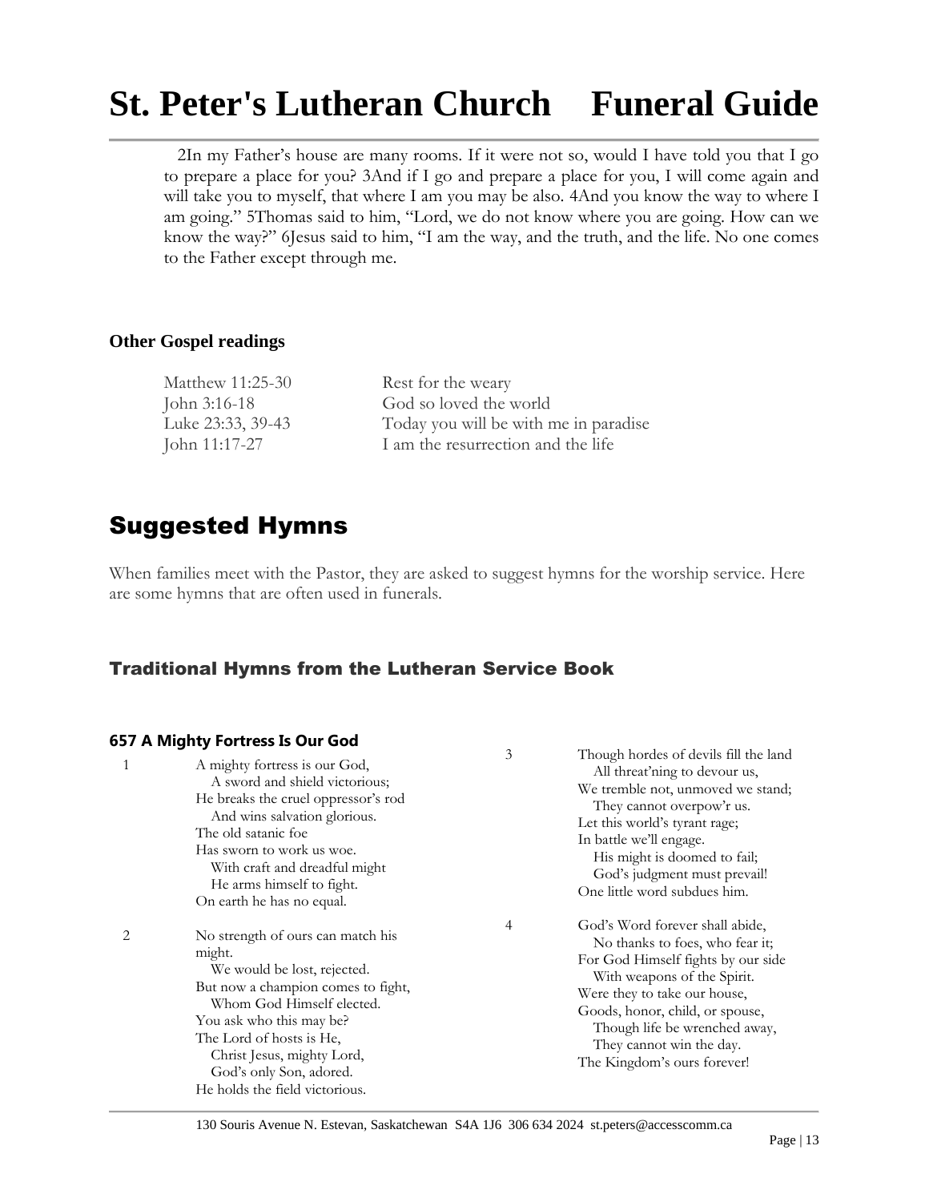2In my Father's house are many rooms. If it were not so, would I have told you that I go to prepare a place for you? 3And if I go and prepare a place for you, I will come again and will take you to myself, that where I am you may be also. 4And you know the way to where I am going." 5Thomas said to him, "Lord, we do not know where you are going. How can we know the way?" 6Jesus said to him, "I am the way, and the truth, and the life. No one comes to the Father except through me.

**Other Gospel readings**

| | |
|---|---|
| Matthew 11:25-30 | Rest for the weary |
| John 3:16-18 | God so loved the world |
| Luke 23:33, 39-43 | Today you will be with me in paradise |
| John 11:17-27 | I am the resurrection and the life |

## Suggested Hymns

When families meet with the Pastor, they are asked to suggest hymns for the worship service. Here are some hymns that are often used in funerals.

### Traditional Hymns from the Lutheran Service Book

**657 A Mighty Fortress Is Our God**

1

A mighty fortress is our God,
A sword and shield victorious;
He breaks the cruel oppressor's rod
And wins salvation glorious.
The old satanic foe
Has sworn to work us woe.
With craft and dreadful might
He arms himself to fight.
On earth he has no equal.

2

No strength of ours can match his might.
We would be lost, rejected.
But now a champion comes to fight,
Whom God Himself elected.
You ask who this may be?
The Lord of hosts is He,
Christ Jesus, mighty Lord,
God's only Son, adored.
He holds the field victorious.

3

Though hordes of devils fill the land
All threat'ning to devour us,
We tremble not, unmoved we stand;
They cannot overpow'r us.
Let this world's tyrant rage;
In battle we'll engage.
His might is doomed to fail;
God's judgment must prevail!
One little word subdues him.

4

God's Word forever shall abide,
No thanks to foes, who fear it;
For God Himself fights by our side
With weapons of the Spirit.
Were they to take our house,
Goods, honor, child, or spouse,
Though life be wrenched away,
They cannot win the day.
The Kingdom's ours forever!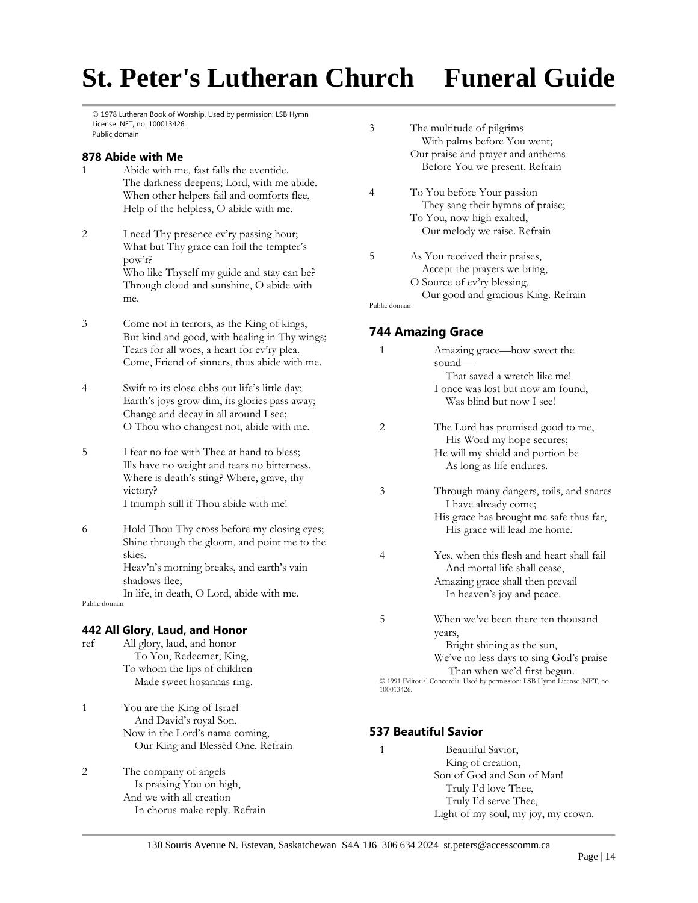© 1978 Lutheran Book of Worship. Used by permission: LSB Hymn License .NET, no. 100013426.
Public domain

### 878 Abide with Me

1 Abide with me, fast falls the eventide.
The darkness deepens; Lord, with me abide.
When other helpers fail and comforts flee,
Help of the helpless, O abide with me.

2 I need Thy presence ev'ry passing hour;
What but Thy grace can foil the tempter's pow'r?
Who like Thyself my guide and stay can be?
Through cloud and sunshine, O abide with me.

3 Come not in terrors, as the King of kings,
But kind and good, with healing in Thy wings;
Tears for all woes, a heart for ev'ry plea.
Come, Friend of sinners, thus abide with me.

4 Swift to its close ebbs out life's little day;
Earth's joys grow dim, its glories pass away;
Change and decay in all around I see;
O Thou who changest not, abide with me.

5 I fear no foe with Thee at hand to bless;
Ills have no weight and tears no bitterness.
Where is death's sting? Where, grave, thy victory?
I triumph still if Thou abide with me!

6 Hold Thou Thy cross before my closing eyes;
Shine through the gloom, and point me to the skies.
Heav'n's morning breaks, and earth's vain shadows flee;
In life, in death, O Lord, abide with me.

Public domain

### 442 All Glory, Laud, and Honor

ref All glory, laud, and honor
To You, Redeemer, King,
To whom the lips of children
Made sweet hosannas ring.

1 You are the King of Israel
And David's royal Son,
Now in the Lord's name coming,
Our King and Blessèd One. Refrain

2 The company of angels
Is praising You on high,
And we with all creation
In chorus make reply. Refrain

3 The multitude of pilgrims
With palms before You went;
Our praise and prayer and anthems
Before You we present. Refrain

4 To You before Your passion
They sang their hymns of praise;
To You, now high exalted,
Our melody we raise. Refrain

5 As You received their praises,
Accept the prayers we bring,
O Source of ev'ry blessing,
Our good and gracious King. Refrain

Public domain

### 744 Amazing Grace

1 Amazing grace—how sweet the sound—
That saved a wretch like me!
I once was lost but now am found,
Was blind but now I see!

2 The Lord has promised good to me,
His Word my hope secures;
He will my shield and portion be
As long as life endures.

3 Through many dangers, toils, and snares
I have already come;
His grace has brought me safe thus far,
His grace will lead me home.

4 Yes, when this flesh and heart shall fail
And mortal life shall cease,
Amazing grace shall then prevail
In heaven's joy and peace.

5 When we've been there ten thousand years,
Bright shining as the sun,
We've no less days to sing God's praise
Than when we'd first begun.

© 1991 Editorial Concordia. Used by permission: LSB Hymn License .NET, no. 100013426.

### 537 Beautiful Savior

1 Beautiful Savior,
King of creation,
Son of God and Son of Man!
Truly I'd love Thee,
Truly I'd serve Thee,
Light of my soul, my joy, my crown.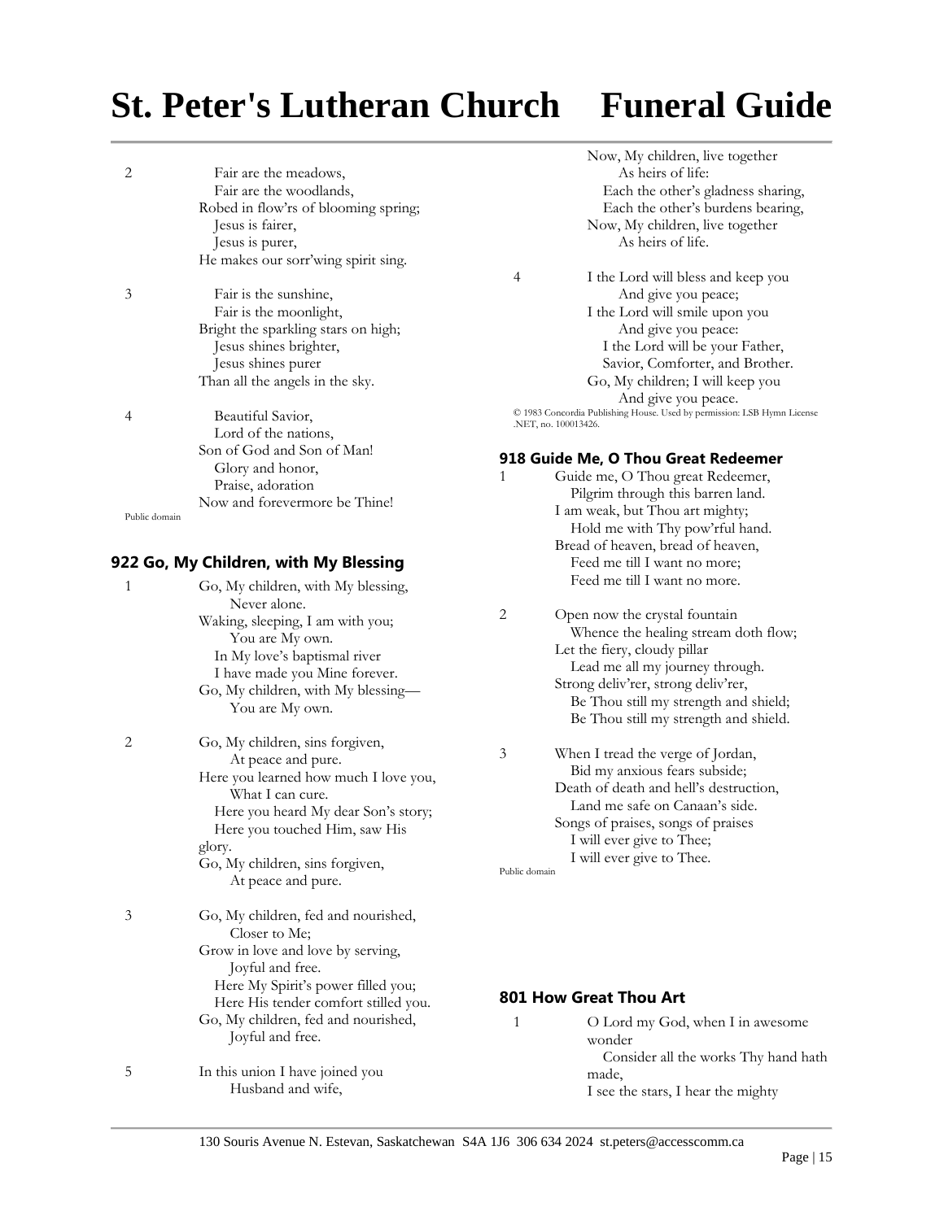2 Fair are the meadows,
Fair are the woodlands,
Robed in flow'rs of blooming spring;
Jesus is fairer,
Jesus is purer,
He makes our sorr'wing spirit sing.

3 Fair is the sunshine,
Fair is the moonlight,
Bright the sparkling stars on high;
Jesus shines brighter,
Jesus shines purer
Than all the angels in the sky.

4 Beautiful Savior,
Lord of the nations,
Son of God and Son of Man!
Glory and honor,
Praise, adoration
Now and forevermore be Thine!

Public domain

### 922 Go, My Children, with My Blessing

1 Go, My children, with My blessing,
Never alone.
Waking, sleeping, I am with you;
You are My own.
In My love's baptismal river
I have made you Mine forever.
Go, My children, with My blessing—
You are My own.

2 Go, My children, sins forgiven,
At peace and pure.
Here you learned how much I love you,
What I can cure.
Here you heard My dear Son's story;
Here you touched Him, saw His glory.
Go, My children, sins forgiven,
At peace and pure.

3 Go, My children, fed and nourished,
Closer to Me;
Grow in love and love by serving,
Joyful and free.
Here My Spirit's power filled you;
Here His tender comfort stilled you.
Go, My children, fed and nourished,
Joyful and free.

5 In this union I have joined you
Husband and wife,
Now, My children, live together
As heirs of life:
Each the other's gladness sharing,
Each the other's burdens bearing,
Now, My children, live together
As heirs of life.

4 I the Lord will bless and keep you
And give you peace;
I the Lord will smile upon you
And give you peace:
I the Lord will be your Father,
Savior, Comforter, and Brother.
Go, My children; I will keep you
And give you peace.

© 1983 Concordia Publishing House. Used by permission: LSB Hymn License .NET, no. 100013426.

### 918 Guide Me, O Thou Great Redeemer

1 Guide me, O Thou great Redeemer,
Pilgrim through this barren land.
I am weak, but Thou art mighty;
Hold me with Thy pow'rful hand.
Bread of heaven, bread of heaven,
Feed me till I want no more;
Feed me till I want no more.

2 Open now the crystal fountain
Whence the healing stream doth flow;
Let the fiery, cloudy pillar
Lead me all my journey through.
Strong deliv'rer, strong deliv'rer,
Be Thou still my strength and shield;
Be Thou still my strength and shield.

3 When I tread the verge of Jordan,
Bid my anxious fears subside;
Death of death and hell's destruction,
Land me safe on Canaan's side.
Songs of praises, songs of praises
I will ever give to Thee;
I will ever give to Thee.

Public domain

### 801 How Great Thou Art

1 O Lord my God, when I in awesome wonder
Consider all the works Thy hand hath made,
I see the stars, I hear the mighty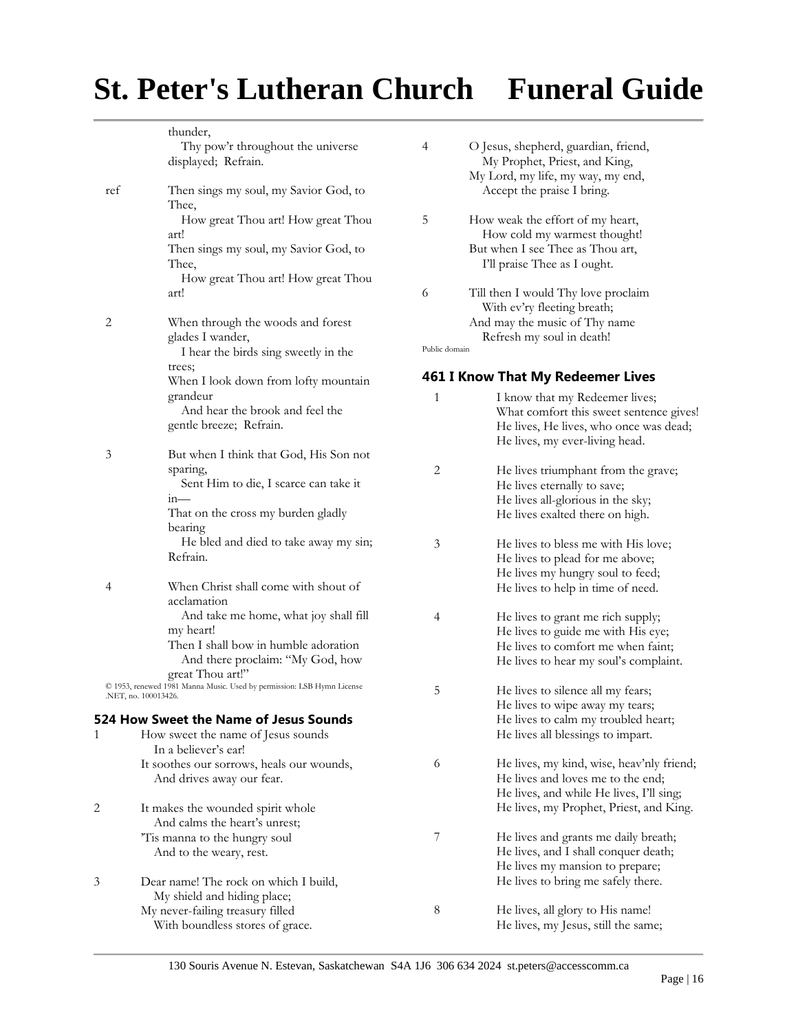thunder,
Thy pow'r throughout the universe displayed; Refrain.

ref Then sings my soul, my Savior God, to Thee,
How great Thou art! How great Thou art!
Then sings my soul, my Savior God, to Thee,
How great Thou art! How great Thou art!

2 When through the woods and forest glades I wander,
I hear the birds sing sweetly in the trees;
When I look down from lofty mountain grandeur
And hear the brook and feel the gentle breeze; Refrain.

3 But when I think that God, His Son not sparing,
Sent Him to die, I scarce can take it in—
That on the cross my burden gladly bearing
He bled and died to take away my sin; Refrain.

4 When Christ shall come with shout of acclamation
And take me home, what joy shall fill my heart!
Then I shall bow in humble adoration
And there proclaim: "My God, how great Thou art!"

© 1953, renewed 1981 Manna Music. Used by permission: LSB Hymn License .NET, no. 100013426.

### 524 How Sweet the Name of Jesus Sounds

1 How sweet the name of Jesus sounds
In a believer's ear!
It soothes our sorrows, heals our wounds,
And drives away our fear.

2 It makes the wounded spirit whole
And calms the heart's unrest;
'Tis manna to the hungry soul
And to the weary, rest.

3 Dear name! The rock on which I build,
My shield and hiding place;
My never-failing treasury filled
With boundless stores of grace.

4 O Jesus, shepherd, guardian, friend,
My Prophet, Priest, and King,
My Lord, my life, my way, my end,
Accept the praise I bring.

5 How weak the effort of my heart,
How cold my warmest thought!
But when I see Thee as Thou art,
I'll praise Thee as I ought.

6 Till then I would Thy love proclaim
With ev'ry fleeting breath;
And may the music of Thy name
Refresh my soul in death!

Public domain

### 461 I Know That My Redeemer Lives

1 I know that my Redeemer lives;
What comfort this sweet sentence gives!
He lives, He lives, who once was dead;
He lives, my ever-living head.

2 He lives triumphant from the grave;
He lives eternally to save;
He lives all-glorious in the sky;
He lives exalted there on high.

3 He lives to bless me with His love;
He lives to plead for me above;
He lives my hungry soul to feed;
He lives to help in time of need.

4 He lives to grant me rich supply;
He lives to guide me with His eye;
He lives to comfort me when faint;
He lives to hear my soul's complaint.

5 He lives to silence all my fears;
He lives to wipe away my tears;
He lives to calm my troubled heart;
He lives all blessings to impart.

6 He lives, my kind, wise, heav'nly friend;
He lives and loves me to the end;
He lives, and while He lives, I'll sing;
He lives, my Prophet, Priest, and King.

7 He lives and grants me daily breath;
He lives, and I shall conquer death;
He lives my mansion to prepare;
He lives to bring me safely there.

8 He lives, all glory to His name!
He lives, my Jesus, still the same;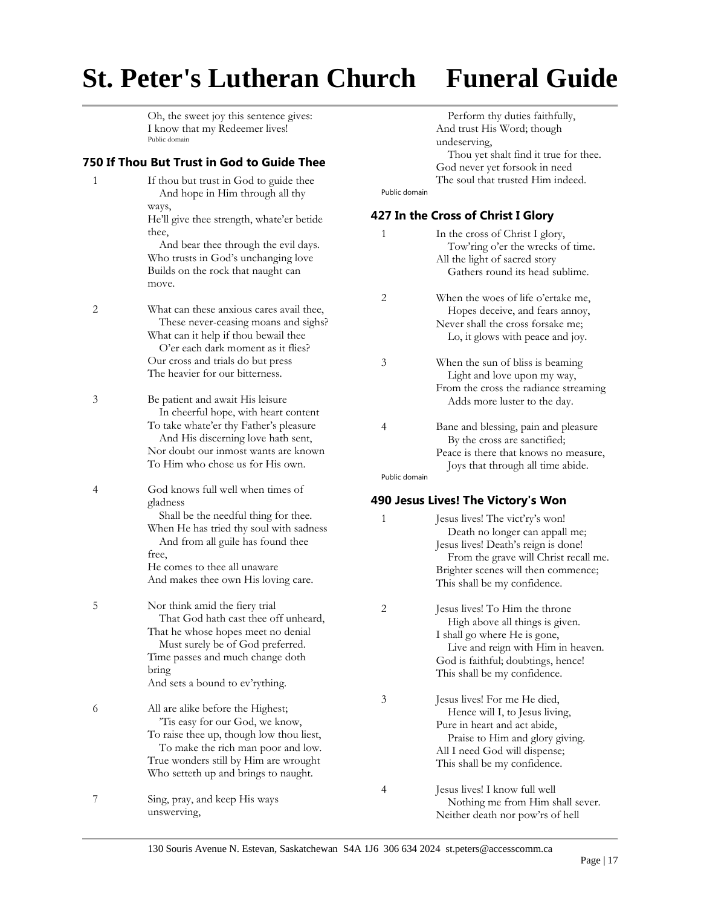Oh, the sweet joy this sentence gives:
I know that my Redeemer lives!
Public domain

### 750 If Thou But Trust in God to Guide Thee

1

If thou but trust in God to guide thee
And hope in Him through all thy ways,
He'll give thee strength, whate'er betide thee,
And bear thee through the evil days.
Who trusts in God's unchanging love
Builds on the rock that naught can move.

2

What can these anxious cares avail thee,
These never-ceasing moans and sighs?
What can it help if thou bewail thee
O'er each dark moment as it flies?
Our cross and trials do but press
The heavier for our bitterness.

3

Be patient and await His leisure
In cheerful hope, with heart content
To take whate'er thy Father's pleasure
And His discerning love hath sent,
Nor doubt our inmost wants are known
To Him who chose us for His own.

4

God knows full well when times of gladness
Shall be the needful thing for thee.
When He has tried thy soul with sadness
And from all guile has found thee free,
He comes to thee all unaware
And makes thee own His loving care.

5

Nor think amid the fiery trial
That God hath cast thee off unheard,
That he whose hopes meet no denial
Must surely be of God preferred.
Time passes and much change doth bring
And sets a bound to ev'rything.

6

All are alike before the Highest;
'Tis easy for our God, we know,
To raise thee up, though low thou liest,
To make the rich man poor and low.
True wonders still by Him are wrought
Who setteth up and brings to naught.

7

Sing, pray, and keep His ways unswerving,
Perform thy duties faithfully,
And trust His Word; though undeserving,
Thou yet shalt find it true for thee.
God never yet forsook in need
The soul that trusted Him indeed.

Public domain

### 427 In the Cross of Christ I Glory

1

In the cross of Christ I glory,
Tow'ring o'er the wrecks of time.
All the light of sacred story
Gathers round its head sublime.

2

When the woes of life o'ertake me,
Hopes deceive, and fears annoy,
Never shall the cross forsake me;
Lo, it glows with peace and joy.

3

When the sun of bliss is beaming
Light and love upon my way,
From the cross the radiance streaming
Adds more luster to the day.

4

Bane and blessing, pain and pleasure
By the cross are sanctified;
Peace is there that knows no measure,
Joys that through all time abide.

Public domain

### 490 Jesus Lives! The Victory's Won

1

Jesus lives! The vict'ry's won!
Death no longer can appall me;
Jesus lives! Death's reign is done!
From the grave will Christ recall me.
Brighter scenes will then commence;
This shall be my confidence.

2

Jesus lives! To Him the throne
High above all things is given.
I shall go where He is gone,
Live and reign with Him in heaven.
God is faithful; doubtings, hence!
This shall be my confidence.

3

Jesus lives! For me He died,
Hence will I, to Jesus living,
Pure in heart and act abide,
Praise to Him and glory giving.
All I need God will dispense;
This shall be my confidence.

4

Jesus lives! I know full well
Nothing me from Him shall sever.
Neither death nor pow'rs of hell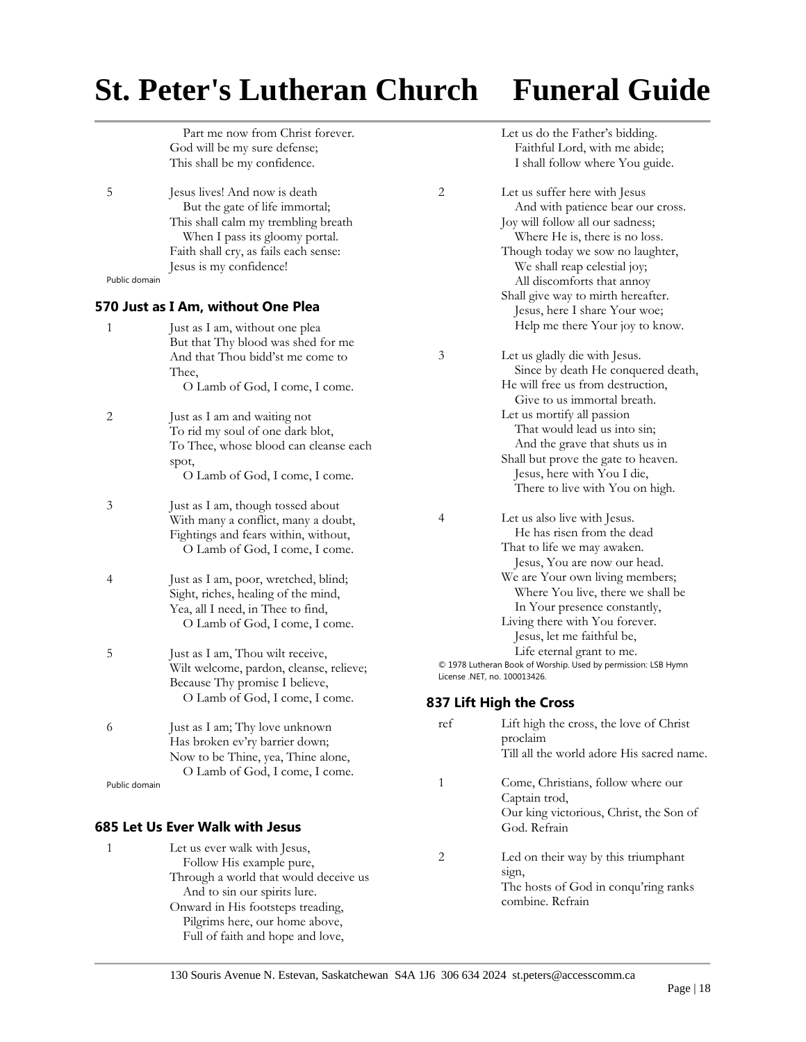Part me now from Christ forever.
God will be my sure defense;
This shall be my confidence.

5 Jesus lives! And now is death
But the gate of life immortal;
This shall calm my trembling breath
When I pass its gloomy portal.
Faith shall cry, as fails each sense:
Jesus is my confidence!

Public domain

### 570 Just as I Am, without One Plea

1 Just as I am, without one plea
But that Thy blood was shed for me
And that Thou bidd'st me come to Thee,
O Lamb of God, I come, I come.

2 Just as I am and waiting not
To rid my soul of one dark blot,
To Thee, whose blood can cleanse each spot,
O Lamb of God, I come, I come.

3 Just as I am, though tossed about
With many a conflict, many a doubt,
Fightings and fears within, without,
O Lamb of God, I come, I come.

4 Just as I am, poor, wretched, blind;
Sight, riches, healing of the mind,
Yea, all I need, in Thee to find,
O Lamb of God, I come, I come.

5 Just as I am, Thou wilt receive,
Wilt welcome, pardon, cleanse, relieve;
Because Thy promise I believe,
O Lamb of God, I come, I come.

6 Just as I am; Thy love unknown
Has broken ev'ry barrier down;
Now to be Thine, yea, Thine alone,
O Lamb of God, I come, I come.

Public domain

### 685 Let Us Ever Walk with Jesus

1 Let us ever walk with Jesus,
Follow His example pure,
Through a world that would deceive us
And to sin our spirits lure.
Onward in His footsteps treading,
Pilgrims here, our home above,
Full of faith and hope and love,
Let us do the Father's bidding.
Faithful Lord, with me abide;
I shall follow where You guide.

2 Let us suffer here with Jesus
And with patience bear our cross.
Joy will follow all our sadness;
Where He is, there is no loss.
Though today we sow no laughter,
We shall reap celestial joy;
All discomforts that annoy
Shall give way to mirth hereafter.
Jesus, here I share Your woe;
Help me there Your joy to know.

3 Let us gladly die with Jesus.
Since by death He conquered death,
He will free us from destruction,
Give to us immortal breath.
Let us mortify all passion
That would lead us into sin;
And the grave that shuts us in
Shall but prove the gate to heaven.
Jesus, here with You I die,
There to live with You on high.

4 Let us also live with Jesus.
He has risen from the dead
That to life we may awaken.
Jesus, You are now our head.
We are Your own living members;
Where You live, there we shall be
In Your presence constantly,
Living there with You forever.
Jesus, let me faithful be,
Life eternal grant to me.

© 1978 Lutheran Book of Worship. Used by permission: LSB Hymn License .NET, no. 100013426.

### 837 Lift High the Cross

ref Lift high the cross, the love of Christ proclaim
Till all the world adore His sacred name.

1 Come, Christians, follow where our Captain trod,
Our king victorious, Christ, the Son of God. Refrain

2 Led on their way by this triumphant sign,
The hosts of God in conqu'ring ranks combine. Refrain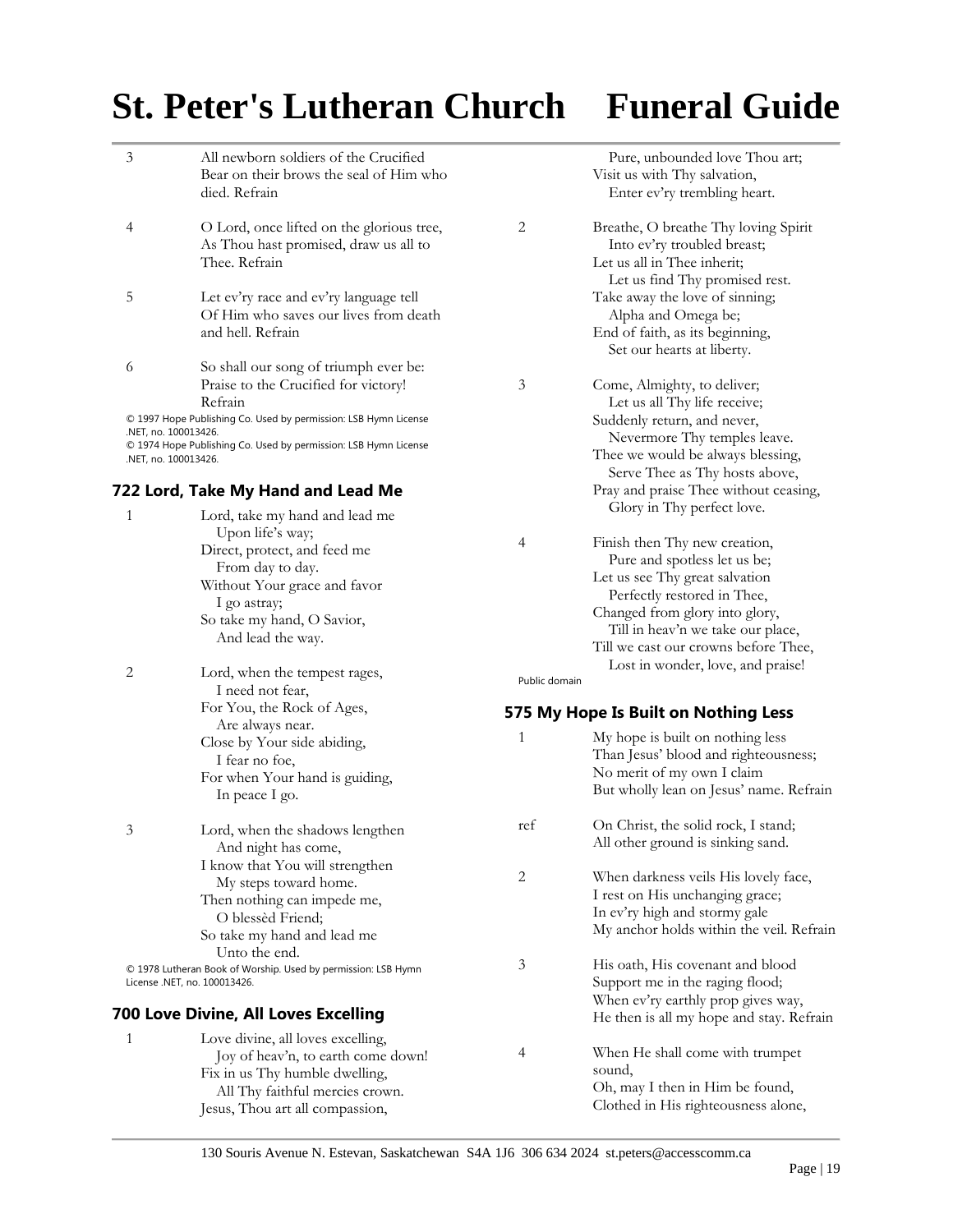3 All newborn soldiers of the Crucified
Bear on their brows the seal of Him who died. Refrain

4 O Lord, once lifted on the glorious tree,
As Thou hast promised, draw us all to Thee. Refrain

5 Let ev'ry race and ev'ry language tell
Of Him who saves our lives from death and hell. Refrain

6 So shall our song of triumph ever be:
Praise to the Crucified for victory!
Refrain

© 1997 Hope Publishing Co. Used by permission: LSB Hymn License .NET, no. 100013426.
© 1974 Hope Publishing Co. Used by permission: LSB Hymn License .NET, no. 100013426.

### 722 Lord, Take My Hand and Lead Me

1 Lord, take my hand and lead me
Upon life's way;
Direct, protect, and feed me
From day to day.
Without Your grace and favor
I go astray;
So take my hand, O Savior,
And lead the way.

2 Lord, when the tempest rages,
I need not fear,
For You, the Rock of Ages,
Are always near.
Close by Your side abiding,
I fear no foe,
For when Your hand is guiding,
In peace I go.

3 Lord, when the shadows lengthen
And night has come,
I know that You will strengthen
My steps toward home.
Then nothing can impede me,
O blessèd Friend;
So take my hand and lead me
Unto the end.

© 1978 Lutheran Book of Worship. Used by permission: LSB Hymn License .NET, no. 100013426.

### 700 Love Divine, All Loves Excelling

1 Love divine, all loves excelling,
Joy of heav'n, to earth come down!
Fix in us Thy humble dwelling,
All Thy faithful mercies crown.
Jesus, Thou art all compassion,
Pure, unbounded love Thou art;
Visit us with Thy salvation,
Enter ev'ry trembling heart.

2 Breathe, O breathe Thy loving Spirit
Into ev'ry troubled breast;
Let us all in Thee inherit;
Let us find Thy promised rest.
Take away the love of sinning;
Alpha and Omega be;
End of faith, as its beginning,
Set our hearts at liberty.

3 Come, Almighty, to deliver;
Let us all Thy life receive;
Suddenly return, and never,
Nevermore Thy temples leave.
Thee we would be always blessing,
Serve Thee as Thy hosts above,
Pray and praise Thee without ceasing,
Glory in Thy perfect love.

4 Finish then Thy new creation,
Pure and spotless let us be;
Let us see Thy great salvation
Perfectly restored in Thee,
Changed from glory into glory,
Till in heav'n we take our place,
Till we cast our crowns before Thee,
Lost in wonder, love, and praise!

Public domain

### 575 My Hope Is Built on Nothing Less

1 My hope is built on nothing less
Than Jesus' blood and righteousness;
No merit of my own I claim
But wholly lean on Jesus' name. Refrain

ref On Christ, the solid rock, I stand;
All other ground is sinking sand.

2 When darkness veils His lovely face,
I rest on His unchanging grace;
In ev'ry high and stormy gale
My anchor holds within the veil. Refrain

3 His oath, His covenant and blood
Support me in the raging flood;
When ev'ry earthly prop gives way,
He then is all my hope and stay. Refrain

4 When He shall come with trumpet sound,
Oh, may I then in Him be found,
Clothed in His righteousness alone,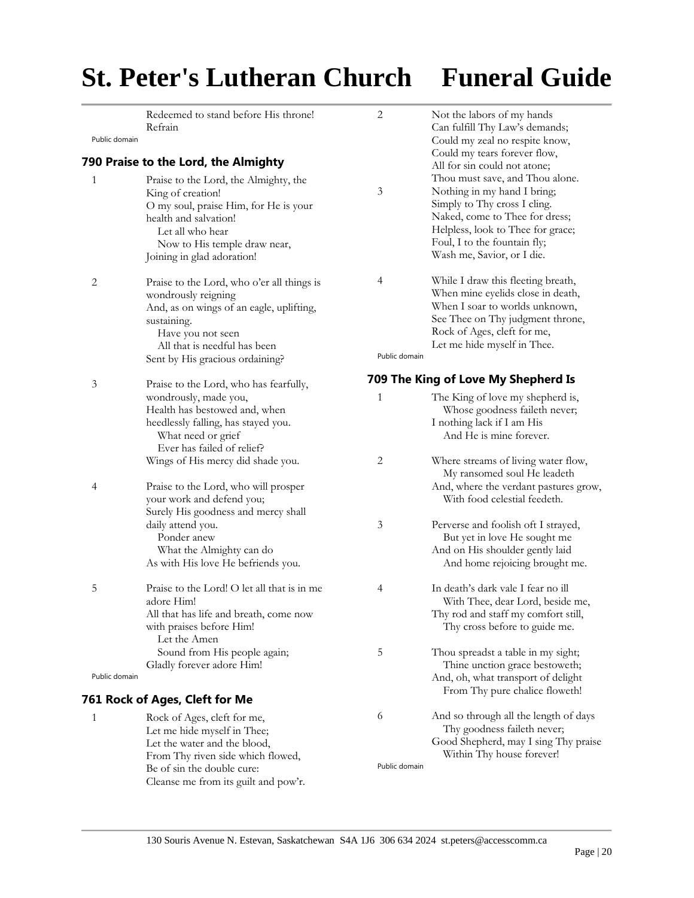Redeemed to stand before His throne!
Refrain

Public domain

### 790 Praise to the Lord, the Almighty

1 Praise to the Lord, the Almighty, the King of creation!
O my soul, praise Him, for He is your health and salvation!
Let all who hear
Now to His temple draw near,
Joining in glad adoration!

2 Praise to the Lord, who o'er all things is wondrously reigning
And, as on wings of an eagle, uplifting, sustaining.
Have you not seen
All that is needful has been
Sent by His gracious ordaining?

3 Praise to the Lord, who has fearfully, wondrously, made you,
Health has bestowed and, when heedlessly falling, has stayed you.
What need or grief
Ever has failed of relief?
Wings of His mercy did shade you.

4 Praise to the Lord, who will prosper your work and defend you;
Surely His goodness and mercy shall daily attend you.
Ponder anew
What the Almighty can do
As with His love He befriends you.

5 Praise to the Lord! O let all that is in me adore Him!
All that has life and breath, come now with praises before Him!
Let the Amen
Sound from His people again;
Gladly forever adore Him!

Public domain

### 761 Rock of Ages, Cleft for Me

1 Rock of Ages, cleft for me,
Let me hide myself in Thee;
Let the water and the blood,
From Thy riven side which flowed,
Be of sin the double cure:
Cleanse me from its guilt and pow'r.

2 Not the labors of my hands
Can fulfill Thy Law's demands;
Could my zeal no respite know,
Could my tears forever flow,
All for sin could not atone;
Thou must save, and Thou alone.

3 Nothing in my hand I bring;
Simply to Thy cross I cling.
Naked, come to Thee for dress;
Helpless, look to Thee for grace;
Foul, I to the fountain fly;
Wash me, Savior, or I die.

4 While I draw this fleeting breath,
When mine eyelids close in death,
When I soar to worlds unknown,
See Thee on Thy judgment throne,
Rock of Ages, cleft for me,
Let me hide myself in Thee.

Public domain

### 709 The King of Love My Shepherd Is

1 The King of love my shepherd is,
Whose goodness faileth never;
I nothing lack if I am His
And He is mine forever.

2 Where streams of living water flow,
My ransomed soul He leadeth
And, where the verdant pastures grow,
With food celestial feedeth.

3 Perverse and foolish oft I strayed,
But yet in love He sought me
And on His shoulder gently laid
And home rejoicing brought me.

4 In death's dark vale I fear no ill
With Thee, dear Lord, beside me,
Thy rod and staff my comfort still,
Thy cross before to guide me.

5 Thou spreadst a table in my sight;
Thine unction grace bestoweth;
And, oh, what transport of delight
From Thy pure chalice floweth!

6 And so through all the length of days
Thy goodness faileth never;
Good Shepherd, may I sing Thy praise
Within Thy house forever!

Public domain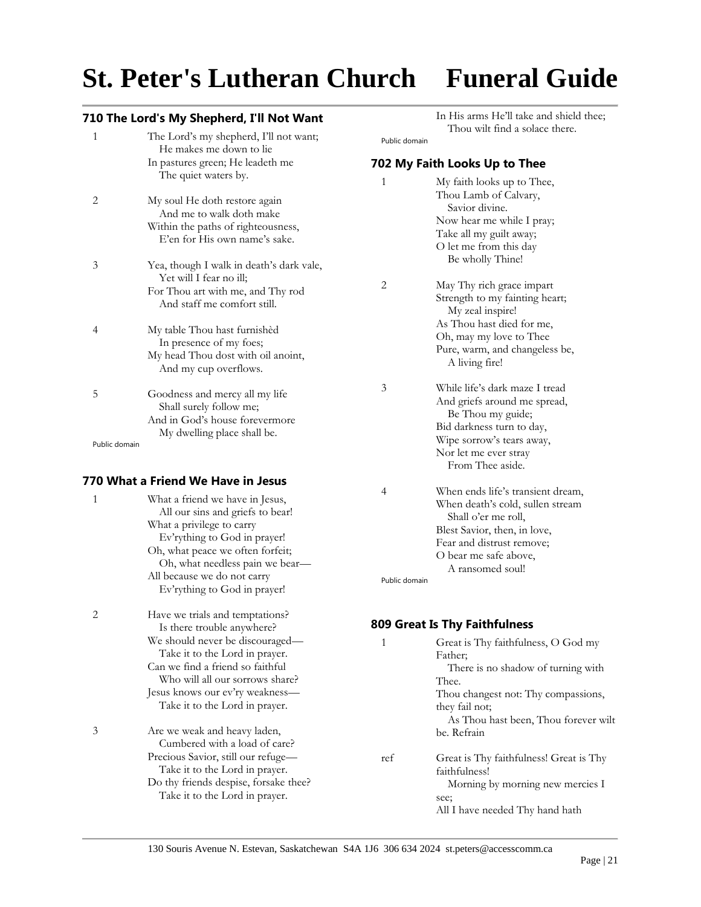# St. Peter's Lutheran Church Funeral Guide

### 710 The Lord's My Shepherd, I'll Not Want

1 The Lord's my shepherd, I'll not want;
He makes me down to lie
In pastures green; He leadeth me
The quiet waters by.

2 My soul He doth restore again
And me to walk doth make
Within the paths of righteousness,
E'en for His own name's sake.

3 Yea, though I walk in death's dark vale,
Yet will I fear no ill;
For Thou art with me, and Thy rod
And staff me comfort still.

4 My table Thou hast furnishèd
In presence of my foes;
My head Thou dost with oil anoint,
And my cup overflows.

5 Goodness and mercy all my life
Shall surely follow me;
And in God's house forevermore
My dwelling place shall be.

Public domain

### 770 What a Friend We Have in Jesus

1 What a friend we have in Jesus,
All our sins and griefs to bear!
What a privilege to carry
Ev'rything to God in prayer!
Oh, what peace we often forfeit;
Oh, what needless pain we bear—
All because we do not carry
Ev'rything to God in prayer!

2 Have we trials and temptations?
Is there trouble anywhere?
We should never be discouraged—
Take it to the Lord in prayer.
Can we find a friend so faithful
Who will all our sorrows share?
Jesus knows our ev'ry weakness—
Take it to the Lord in prayer.

3 Are we weak and heavy laden,
Cumbered with a load of care?
Precious Savior, still our refuge—
Take it to the Lord in prayer.
Do thy friends despise, forsake thee?
Take it to the Lord in prayer.
In His arms He'll take and shield thee;
Thou wilt find a solace there.

Public domain

### 702 My Faith Looks Up to Thee

1 My faith looks up to Thee,
Thou Lamb of Calvary,
Savior divine.
Now hear me while I pray;
Take all my guilt away;
O let me from this day
Be wholly Thine!

2 May Thy rich grace impart
Strength to my fainting heart;
My zeal inspire!
As Thou hast died for me,
Oh, may my love to Thee
Pure, warm, and changeless be,
A living fire!

3 While life's dark maze I tread
And griefs around me spread,
Be Thou my guide;
Bid darkness turn to day,
Wipe sorrow's tears away,
Nor let me ever stray
From Thee aside.

4 When ends life's transient dream,
When death's cold, sullen stream
Shall o'er me roll,
Blest Savior, then, in love,
Fear and distrust remove;
O bear me safe above,
A ransomed soul!

Public domain

### 809 Great Is Thy Faithfulness

1 Great is Thy faithfulness, O God my Father;
There is no shadow of turning with Thee.
Thou changest not: Thy compassions, they fail not;
As Thou hast been, Thou forever wilt be. Refrain

ref Great is Thy faithfulness! Great is Thy faithfulness!
Morning by morning new mercies I see;
All I have needed Thy hand hath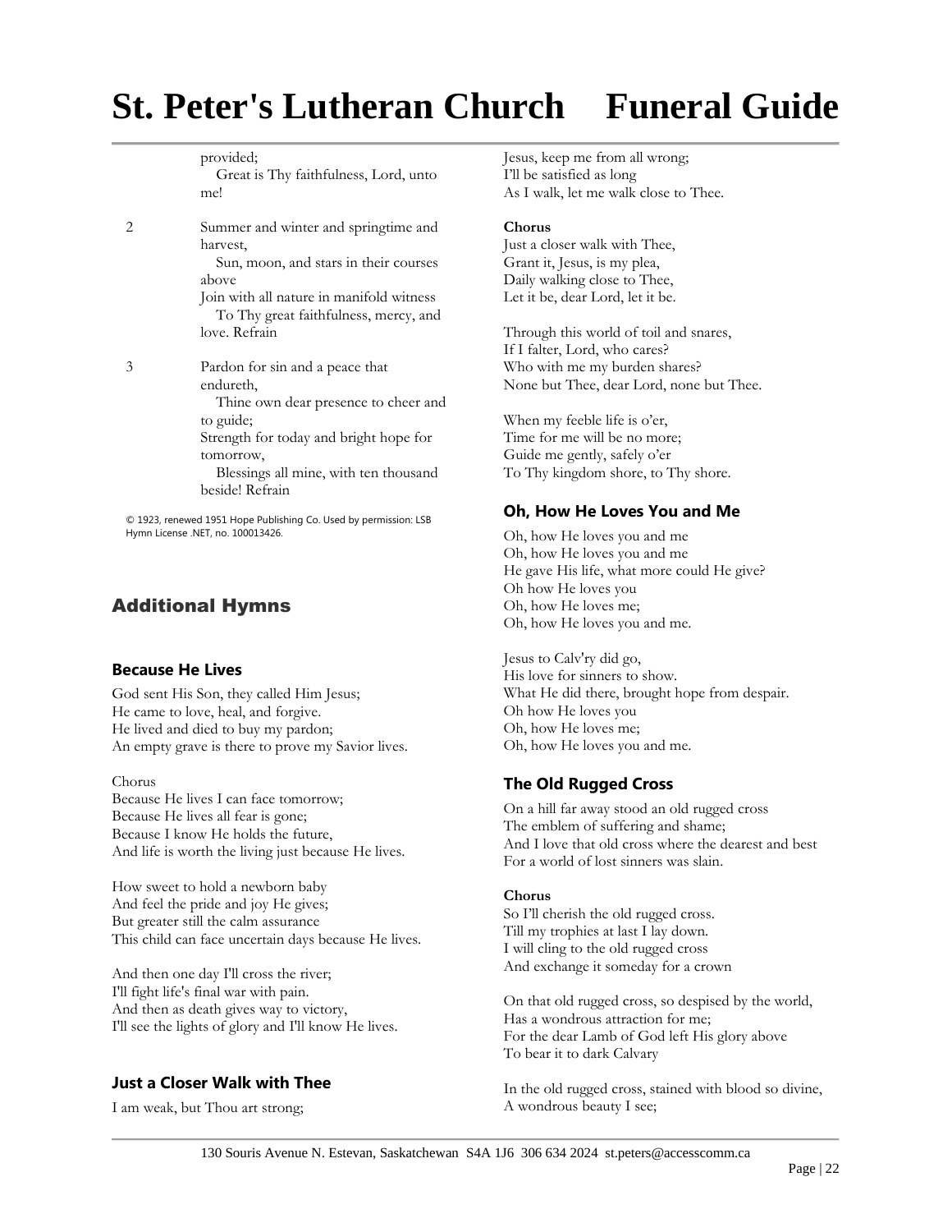provided;
Great is Thy faithfulness, Lord, unto me!

2 Summer and winter and springtime and harvest,
Sun, moon, and stars in their courses above
Join with all nature in manifold witness
To Thy great faithfulness, mercy, and love. Refrain

3 Pardon for sin and a peace that endureth,
Thine own dear presence to cheer and to guide;
Strength for today and bright hope for tomorrow,
Blessings all mine, with ten thousand beside! Refrain

© 1923, renewed 1951 Hope Publishing Co. Used by permission: LSB Hymn License .NET, no. 100013426.

## Additional Hymns

### Because He Lives

God sent His Son, they called Him Jesus;
He came to love, heal, and forgive.
He lived and died to buy my pardon;
An empty grave is there to prove my Savior lives.

Chorus
Because He lives I can face tomorrow;
Because He lives all fear is gone;
Because I know He holds the future,
And life is worth the living just because He lives.

How sweet to hold a newborn baby
And feel the pride and joy He gives;
But greater still the calm assurance
This child can face uncertain days because He lives.

And then one day I'll cross the river;
I'll fight life's final war with pain.
And then as death gives way to victory,
I'll see the lights of glory and I'll know He lives.

### Just a Closer Walk with Thee

I am weak, but Thou art strong;
Jesus, keep me from all wrong;
I'll be satisfied as long
As I walk, let me walk close to Thee.

**Chorus**
Just a closer walk with Thee,
Grant it, Jesus, is my plea,
Daily walking close to Thee,
Let it be, dear Lord, let it be.

Through this world of toil and snares,
If I falter, Lord, who cares?
Who with me my burden shares?
None but Thee, dear Lord, none but Thee.

When my feeble life is o'er,
Time for me will be no more;
Guide me gently, safely o'er
To Thy kingdom shore, to Thy shore.

### Oh, How He Loves You and Me

Oh, how He loves you and me
Oh, how He loves you and me
He gave His life, what more could He give?
Oh how He loves you
Oh, how He loves me;
Oh, how He loves you and me.

Jesus to Calv'ry did go,
His love for sinners to show.
What He did there, brought hope from despair.
Oh how He loves you
Oh, how He loves me;
Oh, how He loves you and me.

### The Old Rugged Cross

On a hill far away stood an old rugged cross
The emblem of suffering and shame;
And I love that old cross where the dearest and best
For a world of lost sinners was slain.

**Chorus**
So I'll cherish the old rugged cross.
Till my trophies at last I lay down.
I will cling to the old rugged cross
And exchange it someday for a crown

On that old rugged cross, so despised by the world,
Has a wondrous attraction for me;
For the dear Lamb of God left His glory above
To bear it to dark Calvary

In the old rugged cross, stained with blood so divine,
A wondrous beauty I see;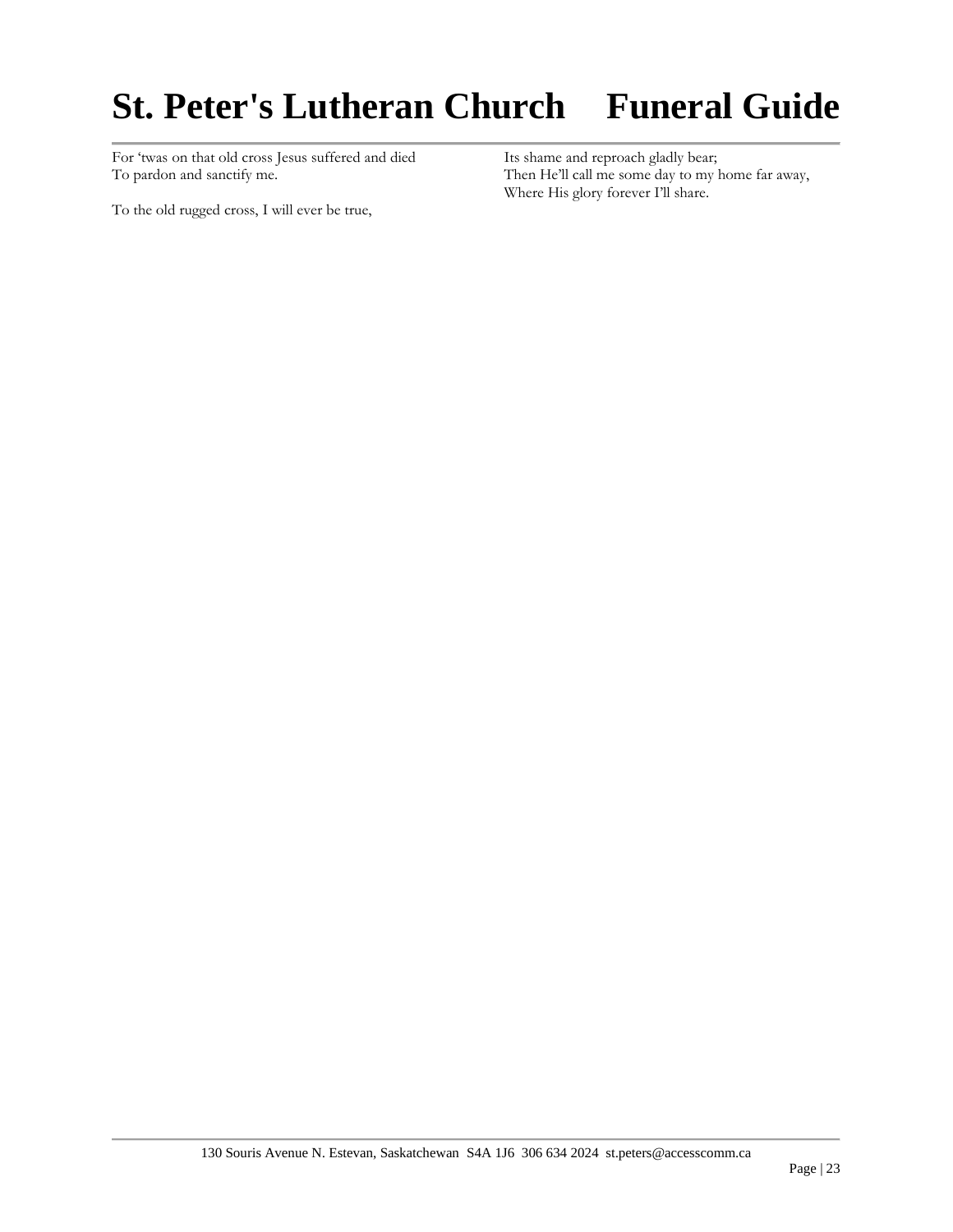For 'twas on that old cross Jesus suffered and died
To pardon and sanctify me.

To the old rugged cross, I will ever be true,
Its shame and reproach gladly bear;
Then He'll call me some day to my home far away,
Where His glory forever I'll share.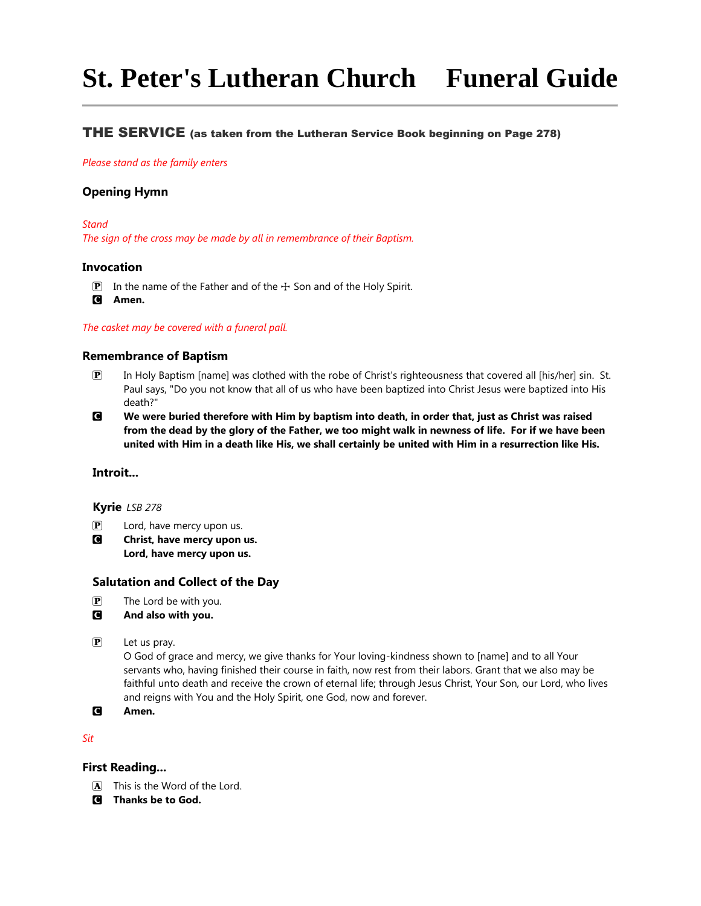# St. Peter's Lutheran Church Funeral Guide

## THE SERVICE (as taken from the Lutheran Service Book beginning on Page 278)

*Please stand as the family enters*

### Opening Hymn

*Stand*
*The sign of the cross may be made by all in remembrance of their Baptism.*

### Invocation

P In the name of the Father and of the ☩ Son and of the Holy Spirit.
C **Amen.**

*The casket may be covered with a funeral pall.*

### Remembrance of Baptism

P In Holy Baptism [name] was clothed with the robe of Christ's righteousness that covered all [his/her] sin. St. Paul says, "Do you not know that all of us who have been baptized into Christ Jesus were baptized into His death?"
C **We were buried therefore with Him by baptism into death, in order that, just as Christ was raised from the dead by the glory of the Father, we too might walk in newness of life. For if we have been united with Him in a death like His, we shall certainly be united with Him in a resurrection like His.**

### Introit...

### Kyrie *LSB 278*

P Lord, have mercy upon us.
C **Christ, have mercy upon us.**
**Lord, have mercy upon us.**

### Salutation and Collect of the Day

P The Lord be with you.
C **And also with you.**

P Let us pray.
O God of grace and mercy, we give thanks for Your loving-kindness shown to [name] and to all Your servants who, having finished their course in faith, now rest from their labors. Grant that we also may be faithful unto death and receive the crown of eternal life; through Jesus Christ, Your Son, our Lord, who lives and reigns with You and the Holy Spirit, one God, now and forever.
C **Amen.**

*Sit*

### First Reading...

A This is the Word of the Lord.
C **Thanks be to God.**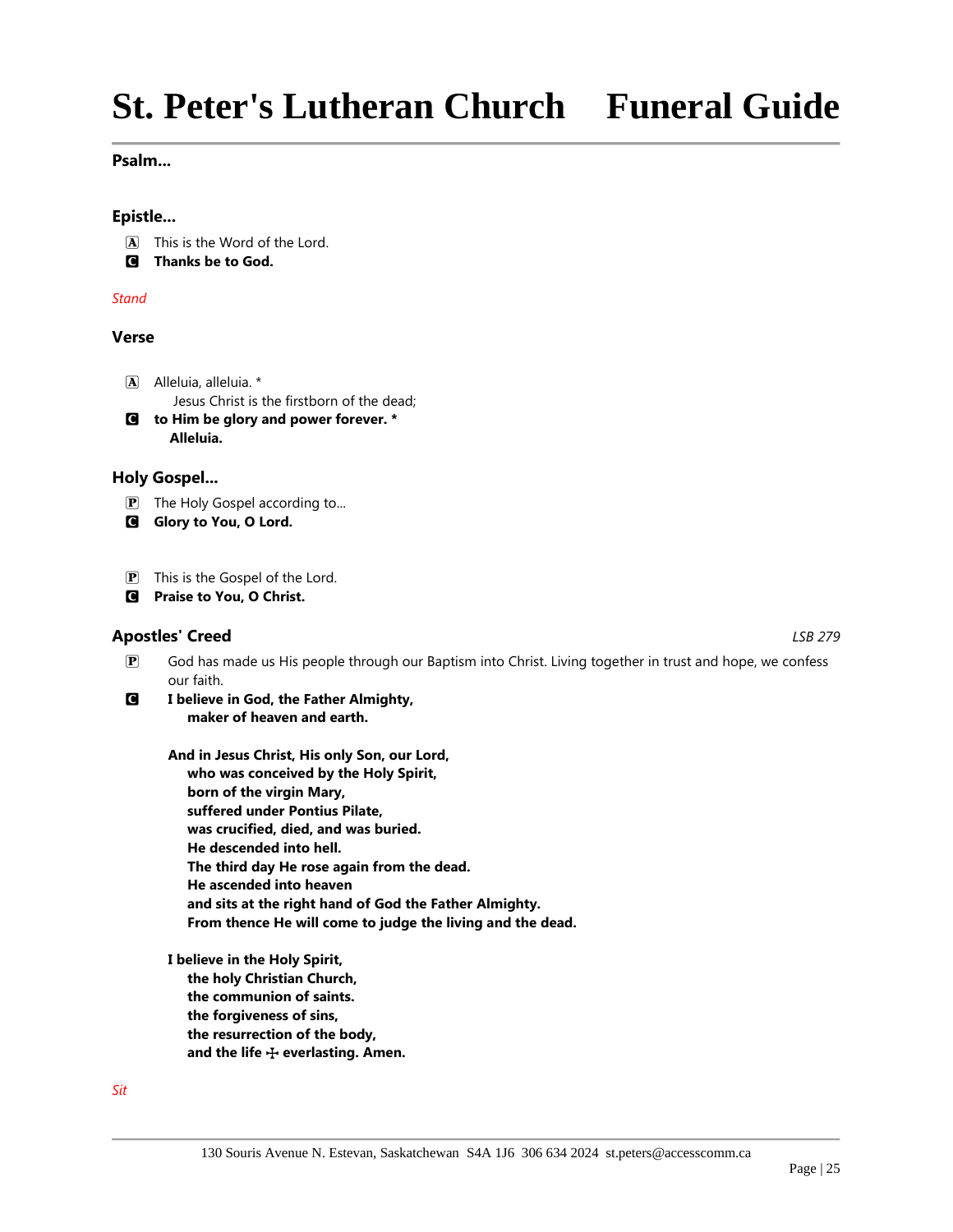### Psalm...

### Epistle...

A This is the Word of the Lord.
**C Thanks be to God.**

*Stand*

### Verse

A Alleluia, alleluia. *
Jesus Christ is the firstborn of the dead;
**C to Him be glory and power forever. ***
**Alleluia.**

### Holy Gospel...

P The Holy Gospel according to...
**C Glory to You, O Lord.**

P This is the Gospel of the Lord.
**C Praise to You, O Christ.**

### Apostles' Creed

*LSB 279*

P God has made us His people through our Baptism into Christ. Living together in trust and hope, we confess our faith.

**C I believe in God, the Father Almighty,**
**maker of heaven and earth.**

**And in Jesus Christ, His only Son, our Lord,**
**who was conceived by the Holy Spirit,**
**born of the virgin Mary,**
**suffered under Pontius Pilate,**
**was crucified, died, and was buried.**
**He descended into hell.**
**The third day He rose again from the dead.**
**He ascended into heaven**
**and sits at the right hand of God the Father Almighty.**
**From thence He will come to judge the living and the dead.**

**I believe in the Holy Spirit,**
**the holy Christian Church,**
**the communion of saints.**
**the forgiveness of sins,**
**the resurrection of the body,**
**and the life ☩ everlasting. Amen.**

*Sit*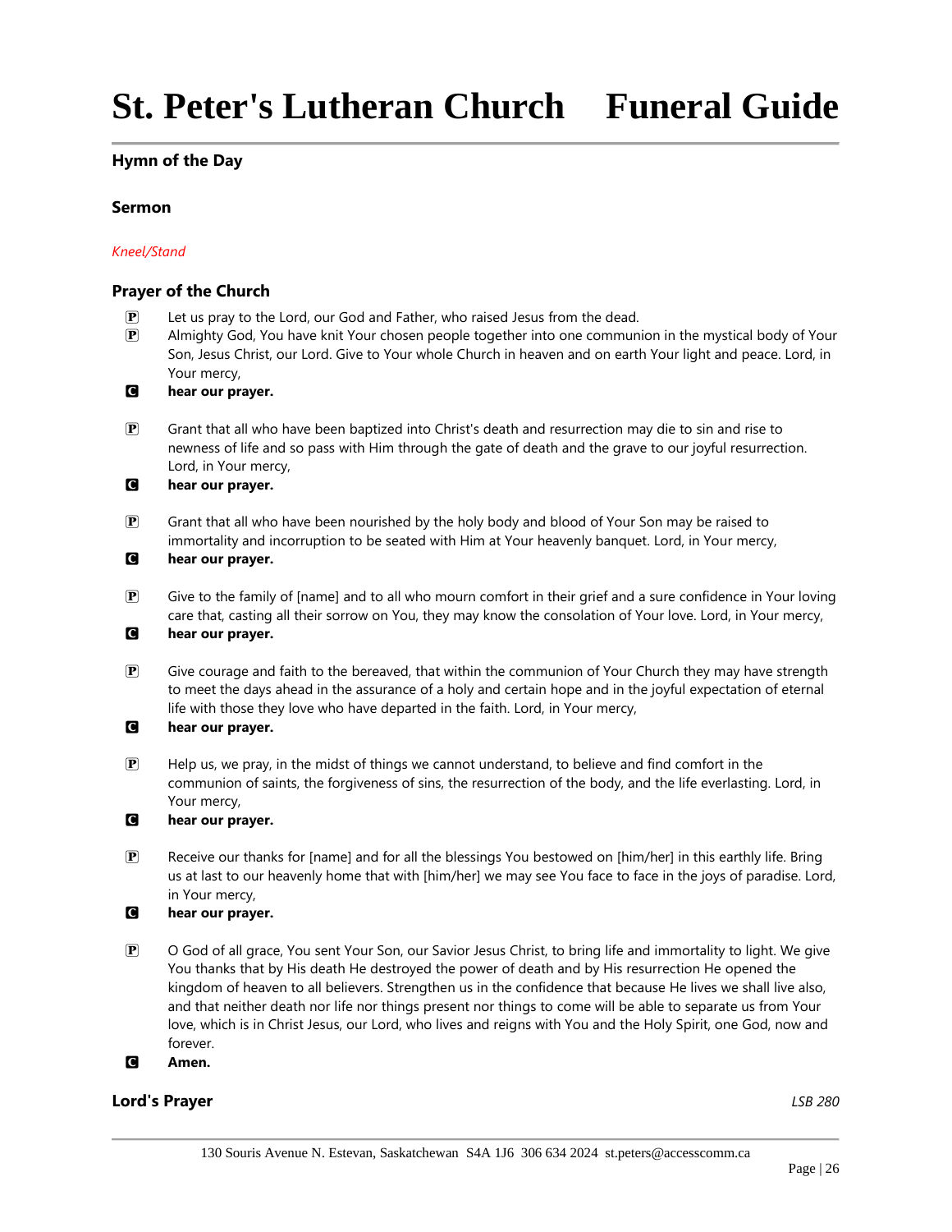## Hymn of the Day

## Sermon

*Kneel/Stand*

## Prayer of the Church

P Let us pray to the Lord, our God and Father, who raised Jesus from the dead.

P Almighty God, You have knit Your chosen people together into one communion in the mystical body of Your Son, Jesus Christ, our Lord. Give to Your whole Church in heaven and on earth Your light and peace. Lord, in Your mercy,

C **hear our prayer.**

P Grant that all who have been baptized into Christ's death and resurrection may die to sin and rise to newness of life and so pass with Him through the gate of death and the grave to our joyful resurrection. Lord, in Your mercy,

C **hear our prayer.**

P Grant that all who have been nourished by the holy body and blood of Your Son may be raised to immortality and incorruption to be seated with Him at Your heavenly banquet. Lord, in Your mercy,

C **hear our prayer.**

P Give to the family of [name] and to all who mourn comfort in their grief and a sure confidence in Your loving care that, casting all their sorrow on You, they may know the consolation of Your love. Lord, in Your mercy,

C **hear our prayer.**

P Give courage and faith to the bereaved, that within the communion of Your Church they may have strength to meet the days ahead in the assurance of a holy and certain hope and in the joyful expectation of eternal life with those they love who have departed in the faith. Lord, in Your mercy,

C **hear our prayer.**

P Help us, we pray, in the midst of things we cannot understand, to believe and find comfort in the communion of saints, the forgiveness of sins, the resurrection of the body, and the life everlasting. Lord, in Your mercy,

C **hear our prayer.**

P Receive our thanks for [name] and for all the blessings You bestowed on [him/her] in this earthly life. Bring us at last to our heavenly home that with [him/her] we may see You face to face in the joys of paradise. Lord, in Your mercy,

C **hear our prayer.**

P O God of all grace, You sent Your Son, our Savior Jesus Christ, to bring life and immortality to light. We give You thanks that by His death He destroyed the power of death and by His resurrection He opened the kingdom of heaven to all believers. Strengthen us in the confidence that because He lives we shall live also, and that neither death nor life nor things present nor things to come will be able to separate us from Your love, which is in Christ Jesus, our Lord, who lives and reigns with You and the Holy Spirit, one God, now and forever.

C **Amen.**

## Lord's Prayer

*LSB 280*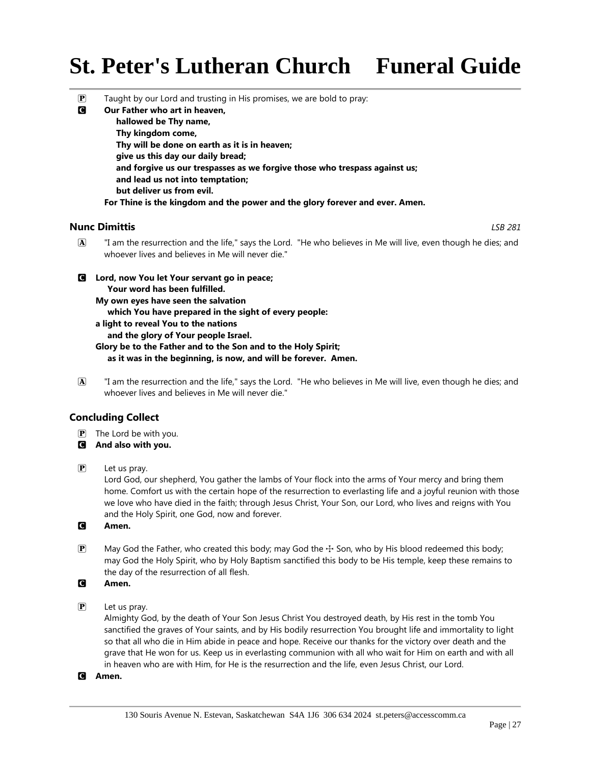P Taught by our Lord and trusting in His promises, we are bold to pray:

C **Our Father who art in heaven,**
**hallowed be Thy name,**
**Thy kingdom come,**
**Thy will be done on earth as it is in heaven;**
**give us this day our daily bread;**
**and forgive us our trespasses as we forgive those who trespass against us;**
**and lead us not into temptation;**
**but deliver us from evil.**
**For Thine is the kingdom and the power and the glory forever and ever. Amen.**

## Nunc Dimittis

*LSB 281*

A "I am the resurrection and the life," says the Lord. "He who believes in Me will live, even though he dies; and whoever lives and believes in Me will never die."

C **Lord, now You let Your servant go in peace;**
**Your word has been fulfilled.**
**My own eyes have seen the salvation**
**which You have prepared in the sight of every people:**
**a light to reveal You to the nations**
**and the glory of Your people Israel.**
**Glory be to the Father and to the Son and to the Holy Spirit;**
**as it was in the beginning, is now, and will be forever. Amen.**

A "I am the resurrection and the life," says the Lord. "He who believes in Me will live, even though he dies; and whoever lives and believes in Me will never die."

## Concluding Collect

P The Lord be with you.

C **And also with you.**

P Let us pray.
Lord God, our shepherd, You gather the lambs of Your flock into the arms of Your mercy and bring them home. Comfort us with the certain hope of the resurrection to everlasting life and a joyful reunion with those we love who have died in the faith; through Jesus Christ, Your Son, our Lord, who lives and reigns with You and the Holy Spirit, one God, now and forever.

C **Amen.**

P May God the Father, who created this body; may God the ☩ Son, who by His blood redeemed this body; may God the Holy Spirit, who by Holy Baptism sanctified this body to be His temple, keep these remains to the day of the resurrection of all flesh.

C **Amen.**

P Let us pray.
Almighty God, by the death of Your Son Jesus Christ You destroyed death, by His rest in the tomb You sanctified the graves of Your saints, and by His bodily resurrection You brought life and immortality to light so that all who die in Him abide in peace and hope. Receive our thanks for the victory over death and the grave that He won for us. Keep us in everlasting communion with all who wait for Him on earth and with all in heaven who are with Him, for He is the resurrection and the life, even Jesus Christ, our Lord.

C **Amen.**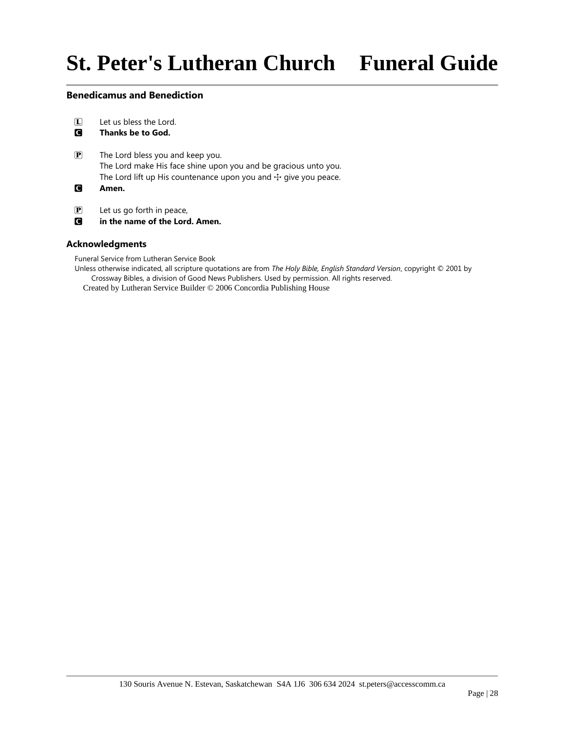## Benedicamus and Benediction

L Let us bless the Lord.
**C Thanks be to God.**

P The Lord bless you and keep you.
The Lord make His face shine upon you and be gracious unto you.
The Lord lift up His countenance upon you and ☩ give you peace.
**C Amen.**

P Let us go forth in peace,
**C in the name of the Lord. Amen.**

## Acknowledgments

Funeral Service from Lutheran Service Book

Unless otherwise indicated, all scripture quotations are from *The Holy Bible, English Standard Version*, copyright © 2001 by Crossway Bibles, a division of Good News Publishers. Used by permission. All rights reserved.

Created by Lutheran Service Builder © 2006 Concordia Publishing House